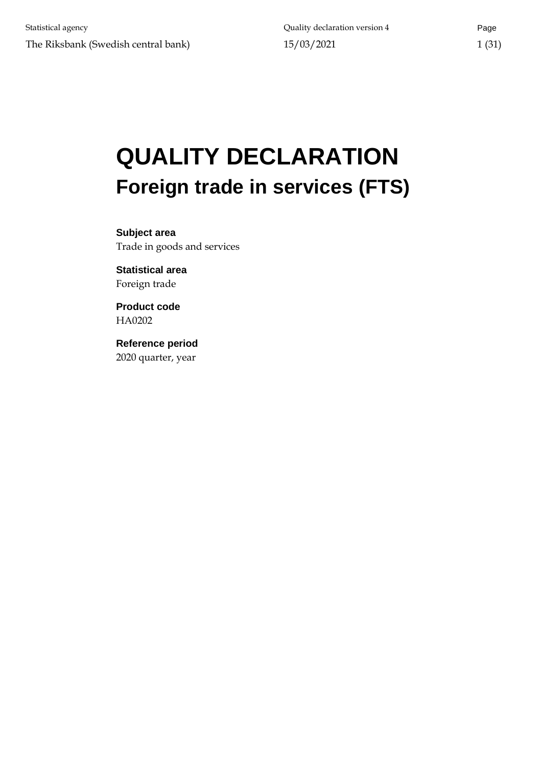Statistical agency

The Riksbank (Swedish central bank)

Quality declaration version 4

15/03/2021

# QUALITY DECLARATION

## Foreign trade in services (FTS)

**Subject area**
Trade in goods and services

**Statistical area**
Foreign trade

**Product code**
HA0202

**Reference period**
2020 quarter, year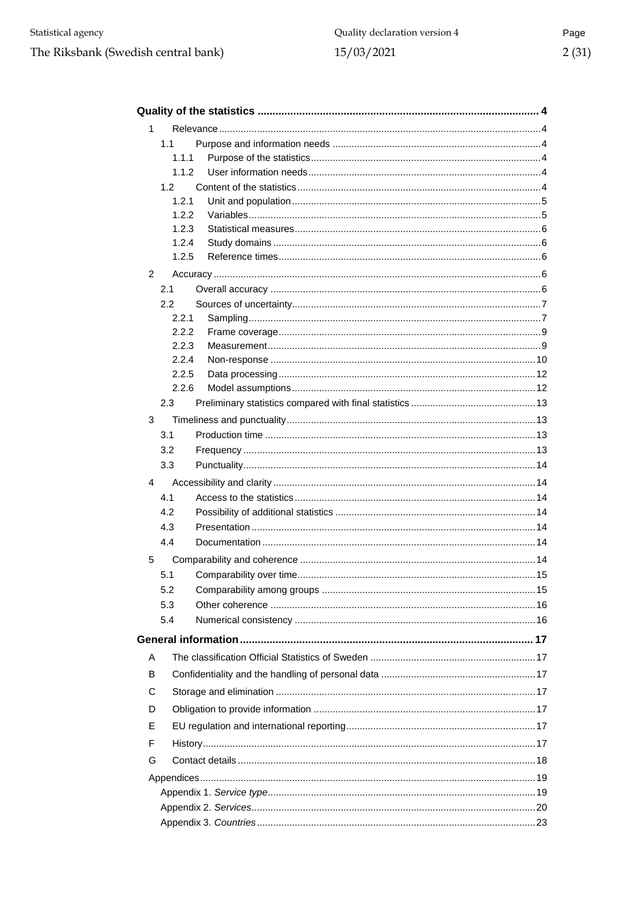**Quality of the statistics** .......... 4

1 Relevance .......... 4

- 1.1 Purpose and information needs .......... 4
  - 1.1.1 Purpose of the statistics .......... 4
  - 1.1.2 User information needs .......... 4
- 1.2 Content of the statistics .......... 4
  - 1.2.1 Unit and population .......... 5
  - 1.2.2 Variables .......... 5
  - 1.2.3 Statistical measures .......... 6
  - 1.2.4 Study domains .......... 6
  - 1.2.5 Reference times .......... 6

2 Accuracy .......... 6

- 2.1 Overall accuracy .......... 6
- 2.2 Sources of uncertainty .......... 7
  - 2.2.1 Sampling .......... 7
  - 2.2.2 Frame coverage .......... 9
  - 2.2.3 Measurement .......... 9
  - 2.2.4 Non-response .......... 10
  - 2.2.5 Data processing .......... 12
  - 2.2.6 Model assumptions .......... 12
- 2.3 Preliminary statistics compared with final statistics .......... 13

3 Timeliness and punctuality .......... 13

- 3.1 Production time .......... 13
- 3.2 Frequency .......... 13
- 3.3 Punctuality .......... 14

4 Accessibility and clarity .......... 14

- 4.1 Access to the statistics .......... 14
- 4.2 Possibility of additional statistics .......... 14
- 4.3 Presentation .......... 14
- 4.4 Documentation .......... 14

5 Comparability and coherence .......... 14

- 5.1 Comparability over time .......... 15
- 5.2 Comparability among groups .......... 15
- 5.3 Other coherence .......... 16
- 5.4 Numerical consistency .......... 16

**General information** .......... 17

- A The classification Official Statistics of Sweden .......... 17
- B Confidentiality and the handling of personal data .......... 17
- C Storage and elimination .......... 17
- D Obligation to provide information .......... 17
- E EU regulation and international reporting .......... 17
- F History .......... 17
- G Contact details .......... 18

Appendices .......... 19

- Appendix 1. *Service type* .......... 19
- Appendix 2. *Services* .......... 20
- Appendix 3. *Countries* .......... 23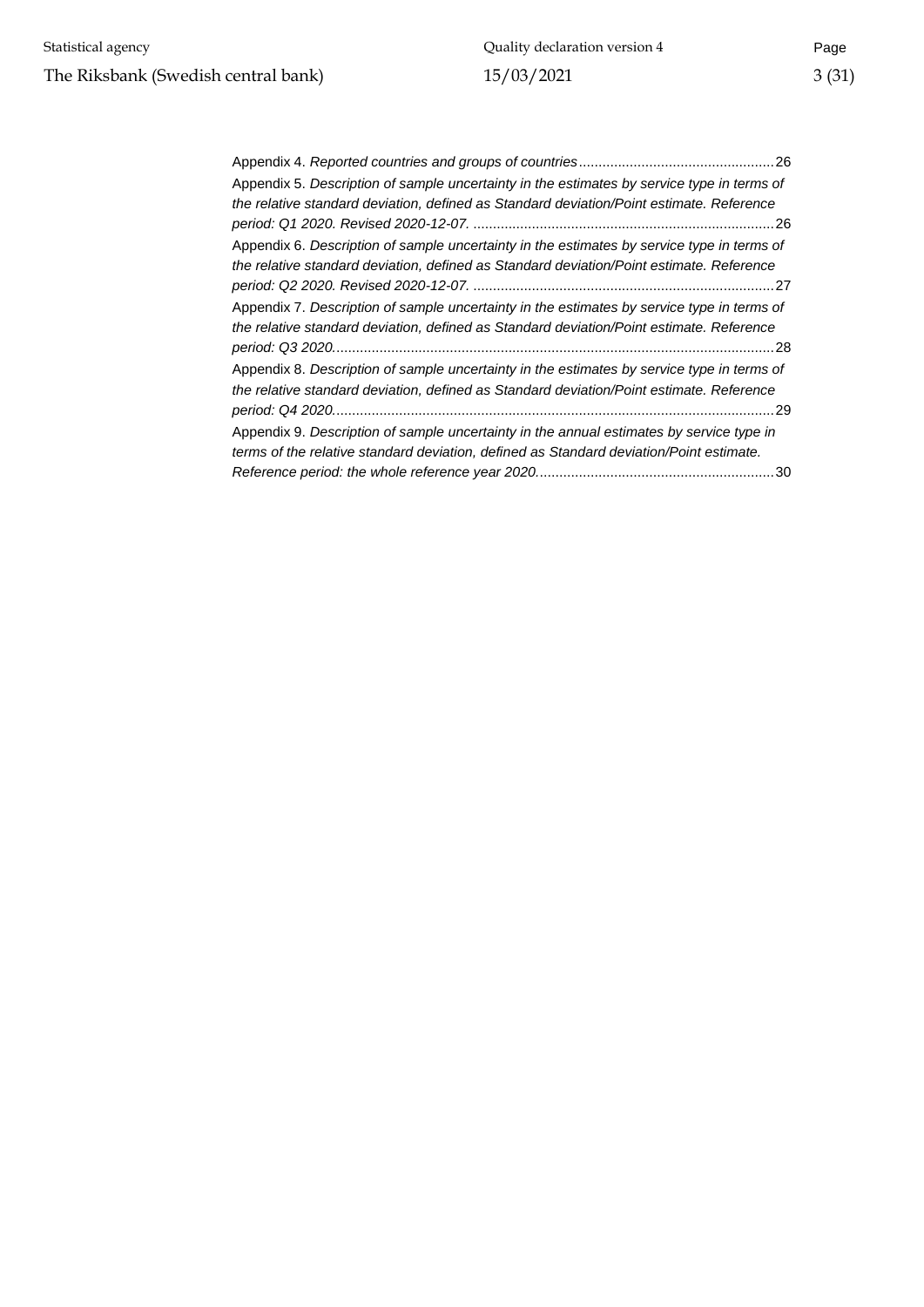Appendix 4. *Reported countries and groups of countries* ..... 26

Appendix 5. *Description of sample uncertainty in the estimates by service type in terms of the relative standard deviation, defined as Standard deviation/Point estimate. Reference period: Q1 2020. Revised 2020-12-07.* ..... 26

Appendix 6. *Description of sample uncertainty in the estimates by service type in terms of the relative standard deviation, defined as Standard deviation/Point estimate. Reference period: Q2 2020. Revised 2020-12-07.* ..... 27

Appendix 7. *Description of sample uncertainty in the estimates by service type in terms of the relative standard deviation, defined as Standard deviation/Point estimate. Reference period: Q3 2020.* ..... 28

Appendix 8. *Description of sample uncertainty in the estimates by service type in terms of the relative standard deviation, defined as Standard deviation/Point estimate. Reference period: Q4 2020.* ..... 29

Appendix 9. *Description of sample uncertainty in the annual estimates by service type in terms of the relative standard deviation, defined as Standard deviation/Point estimate. Reference period: the whole reference year 2020.* ..... 30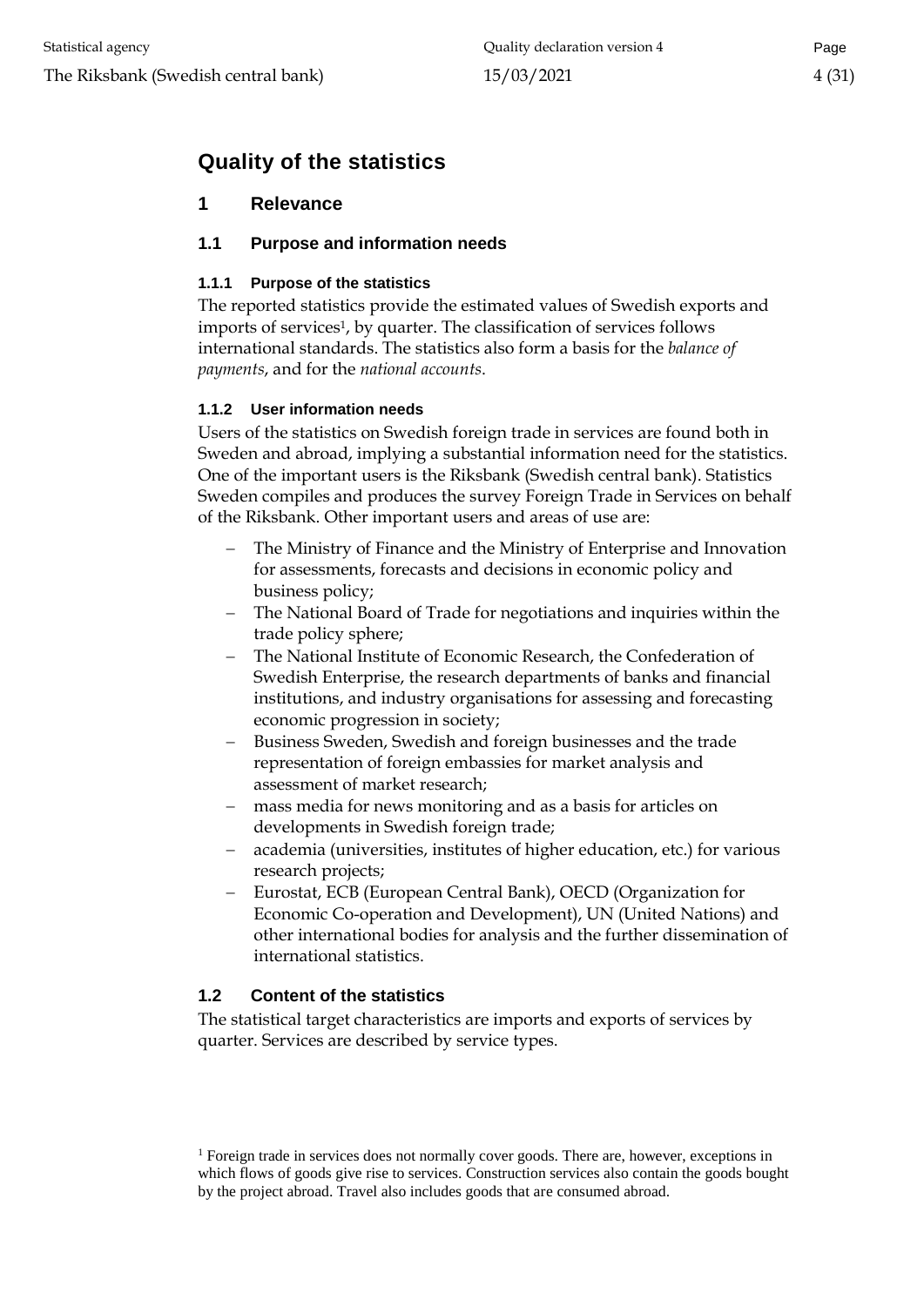# Quality of the statistics

## 1 Relevance

### 1.1 Purpose and information needs

#### 1.1.1 Purpose of the statistics

The reported statistics provide the estimated values of Swedish exports and imports of services[1], by quarter. The classification of services follows international standards. The statistics also form a basis for the *balance of payments*, and for the *national accounts*.

#### 1.1.2 User information needs

Users of the statistics on Swedish foreign trade in services are found both in Sweden and abroad, implying a substantial information need for the statistics. One of the important users is the Riksbank (Swedish central bank). Statistics Sweden compiles and produces the survey Foreign Trade in Services on behalf of the Riksbank. Other important users and areas of use are:

- The Ministry of Finance and the Ministry of Enterprise and Innovation for assessments, forecasts and decisions in economic policy and business policy;
- The National Board of Trade for negotiations and inquiries within the trade policy sphere;
- The National Institute of Economic Research, the Confederation of Swedish Enterprise, the research departments of banks and financial institutions, and industry organisations for assessing and forecasting economic progression in society;
- Business Sweden, Swedish and foreign businesses and the trade representation of foreign embassies for market analysis and assessment of market research;
- mass media for news monitoring and as a basis for articles on developments in Swedish foreign trade;
- academia (universities, institutes of higher education, etc.) for various research projects;
- Eurostat, ECB (European Central Bank), OECD (Organization for Economic Co-operation and Development), UN (United Nations) and other international bodies for analysis and the further dissemination of international statistics.

### 1.2 Content of the statistics

The statistical target characteristics are imports and exports of services by quarter. Services are described by service types.

[1] Foreign trade in services does not normally cover goods. There are, however, exceptions in which flows of goods give rise to services. Construction services also contain the goods bought by the project abroad. Travel also includes goods that are consumed abroad.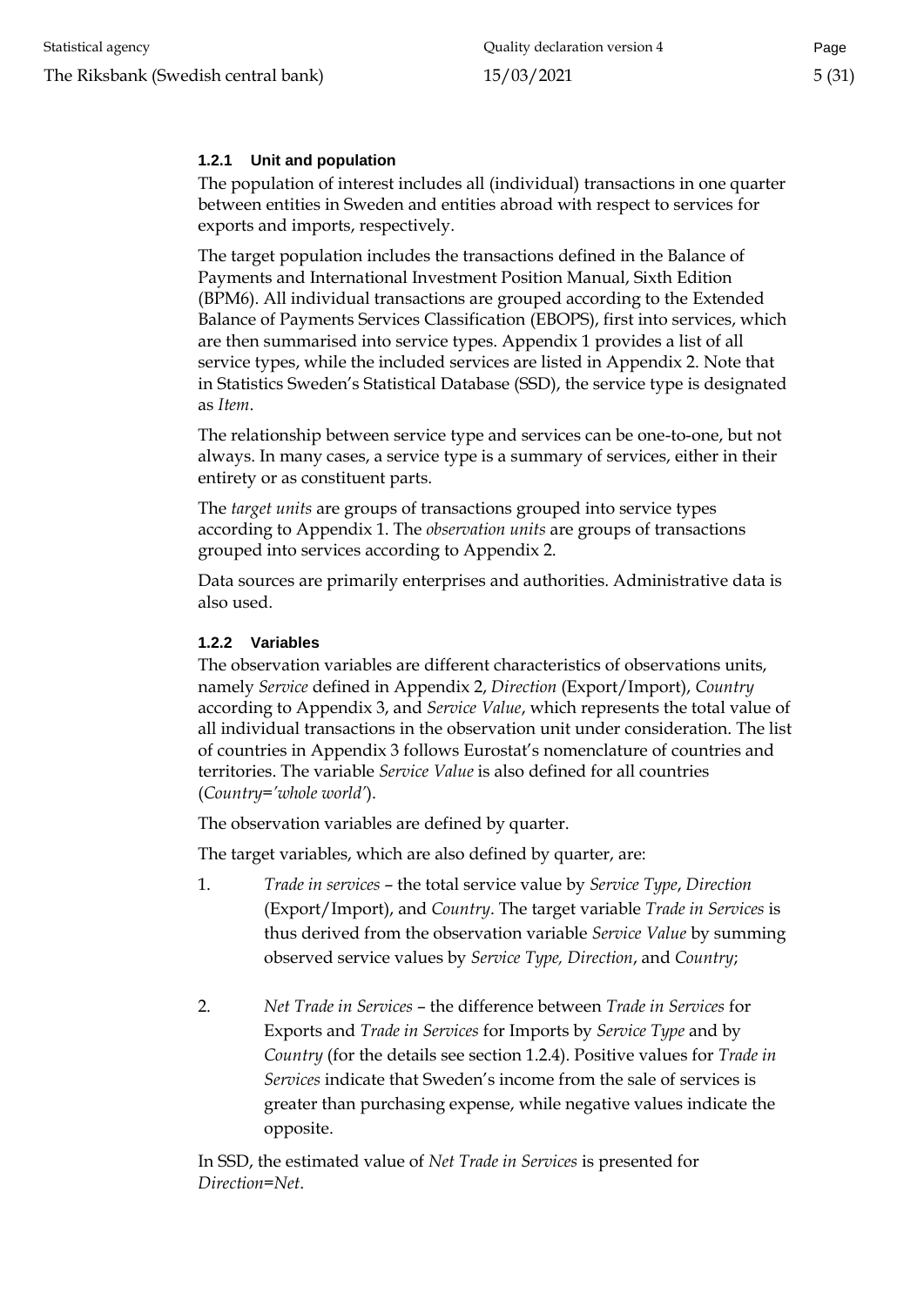#### 1.2.1 Unit and population

The population of interest includes all (individual) transactions in one quarter between entities in Sweden and entities abroad with respect to services for exports and imports, respectively.

The target population includes the transactions defined in the Balance of Payments and International Investment Position Manual, Sixth Edition (BPM6). All individual transactions are grouped according to the Extended Balance of Payments Services Classification (EBOPS), first into services, which are then summarised into service types. Appendix 1 provides a list of all service types, while the included services are listed in Appendix 2. Note that in Statistics Sweden's Statistical Database (SSD), the service type is designated as *Item*.

The relationship between service type and services can be one-to-one, but not always. In many cases, a service type is a summary of services, either in their entirety or as constituent parts.

The *target units* are groups of transactions grouped into service types according to Appendix 1. The *observation units* are groups of transactions grouped into services according to Appendix 2.

Data sources are primarily enterprises and authorities. Administrative data is also used.

#### 1.2.2 Variables

The observation variables are different characteristics of observations units, namely *Service* defined in Appendix 2, *Direction* (Export/Import), *Country* according to Appendix 3, and *Service Value*, which represents the total value of all individual transactions in the observation unit under consideration. The list of countries in Appendix 3 follows Eurostat's nomenclature of countries and territories. The variable *Service Value* is also defined for all countries (*Country='whole world'*).

The observation variables are defined by quarter.

The target variables, which are also defined by quarter, are:

1. *Trade in services* – the total service value by *Service Type*, *Direction* (Export/Import), and *Country*. The target variable *Trade in Services* is thus derived from the observation variable *Service Value* by summing observed service values by *Service Type, Direction*, and *Country*;

2. *Net Trade in Services* – the difference between *Trade in Services* for Exports and *Trade in Services* for Imports by *Service Type* and by *Country* (for the details see section 1.2.4). Positive values for *Trade in Services* indicate that Sweden's income from the sale of services is greater than purchasing expense, while negative values indicate the opposite.

In SSD, the estimated value of *Net Trade in Services* is presented for *Direction=Net*.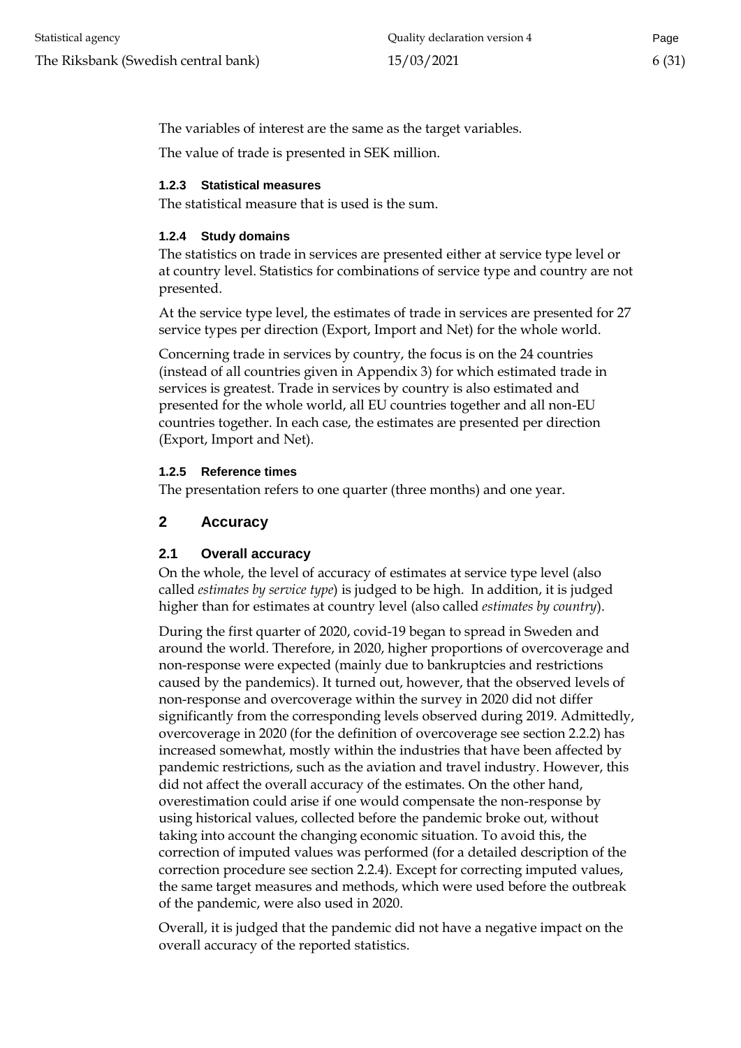The variables of interest are the same as the target variables.

The value of trade is presented in SEK million.

#### 1.2.3 Statistical measures

The statistical measure that is used is the sum.

#### 1.2.4 Study domains

The statistics on trade in services are presented either at service type level or at country level. Statistics for combinations of service type and country are not presented.

At the service type level, the estimates of trade in services are presented for 27 service types per direction (Export, Import and Net) for the whole world.

Concerning trade in services by country, the focus is on the 24 countries (instead of all countries given in Appendix 3) for which estimated trade in services is greatest. Trade in services by country is also estimated and presented for the whole world, all EU countries together and all non-EU countries together. In each case, the estimates are presented per direction (Export, Import and Net).

#### 1.2.5 Reference times

The presentation refers to one quarter (three months) and one year.

## 2 Accuracy

### 2.1 Overall accuracy

On the whole, the level of accuracy of estimates at service type level (also called *estimates by service type*) is judged to be high. In addition, it is judged higher than for estimates at country level (also called *estimates by country*).

During the first quarter of 2020, covid-19 began to spread in Sweden and around the world. Therefore, in 2020, higher proportions of overcoverage and non-response were expected (mainly due to bankruptcies and restrictions caused by the pandemics). It turned out, however, that the observed levels of non-response and overcoverage within the survey in 2020 did not differ significantly from the corresponding levels observed during 2019. Admittedly, overcoverage in 2020 (for the definition of overcoverage see section 2.2.2) has increased somewhat, mostly within the industries that have been affected by pandemic restrictions, such as the aviation and travel industry. However, this did not affect the overall accuracy of the estimates. On the other hand, overestimation could arise if one would compensate the non-response by using historical values, collected before the pandemic broke out, without taking into account the changing economic situation. To avoid this, the correction of imputed values was performed (for a detailed description of the correction procedure see section 2.2.4). Except for correcting imputed values, the same target measures and methods, which were used before the outbreak of the pandemic, were also used in 2020.

Overall, it is judged that the pandemic did not have a negative impact on the overall accuracy of the reported statistics.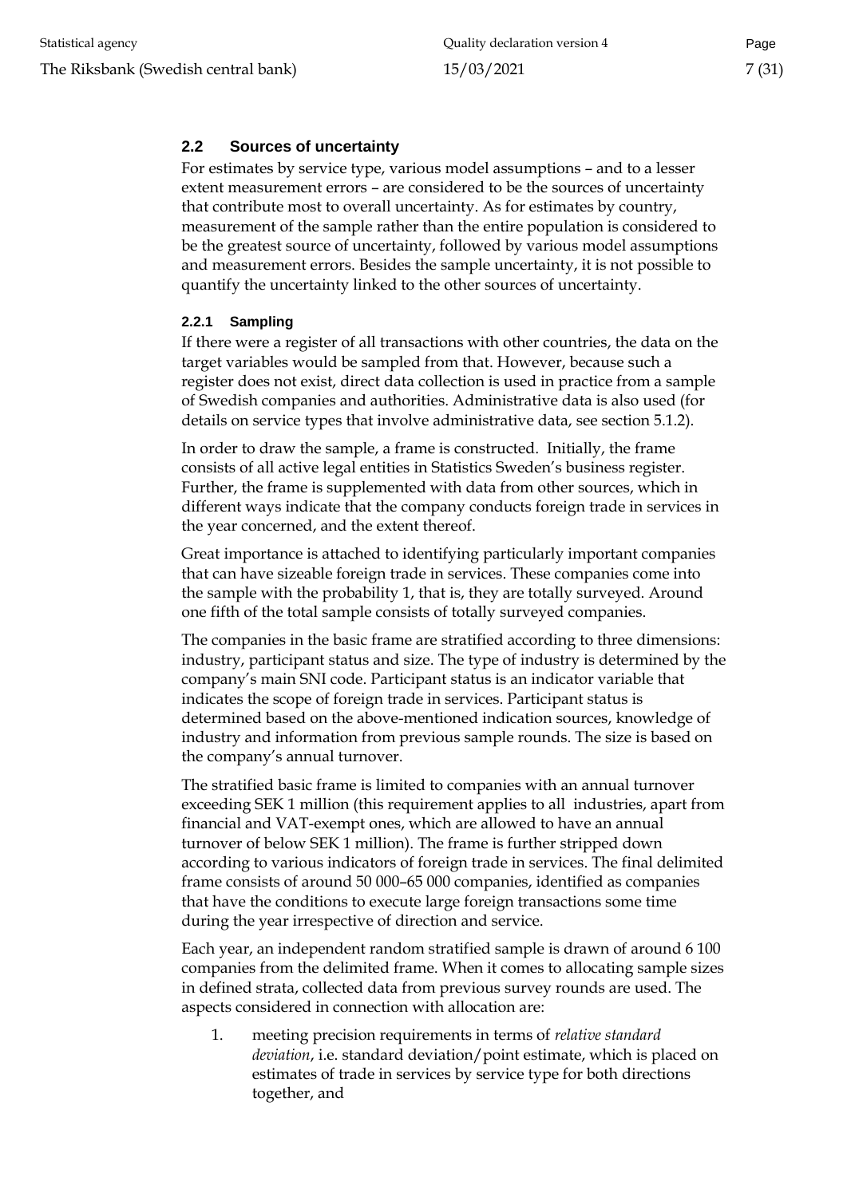## 2.2 Sources of uncertainty

For estimates by service type, various model assumptions – and to a lesser extent measurement errors – are considered to be the sources of uncertainty that contribute most to overall uncertainty. As for estimates by country, measurement of the sample rather than the entire population is considered to be the greatest source of uncertainty, followed by various model assumptions and measurement errors. Besides the sample uncertainty, it is not possible to quantify the uncertainty linked to the other sources of uncertainty.

### 2.2.1 Sampling

If there were a register of all transactions with other countries, the data on the target variables would be sampled from that. However, because such a register does not exist, direct data collection is used in practice from a sample of Swedish companies and authorities. Administrative data is also used (for details on service types that involve administrative data, see section 5.1.2).

In order to draw the sample, a frame is constructed. Initially, the frame consists of all active legal entities in Statistics Sweden's business register. Further, the frame is supplemented with data from other sources, which in different ways indicate that the company conducts foreign trade in services in the year concerned, and the extent thereof.

Great importance is attached to identifying particularly important companies that can have sizeable foreign trade in services. These companies come into the sample with the probability 1, that is, they are totally surveyed. Around one fifth of the total sample consists of totally surveyed companies.

The companies in the basic frame are stratified according to three dimensions: industry, participant status and size. The type of industry is determined by the company's main SNI code. Participant status is an indicator variable that indicates the scope of foreign trade in services. Participant status is determined based on the above-mentioned indication sources, knowledge of industry and information from previous sample rounds. The size is based on the company's annual turnover.

The stratified basic frame is limited to companies with an annual turnover exceeding SEK 1 million (this requirement applies to all industries, apart from financial and VAT-exempt ones, which are allowed to have an annual turnover of below SEK 1 million). The frame is further stripped down according to various indicators of foreign trade in services. The final delimited frame consists of around 50 000–65 000 companies, identified as companies that have the conditions to execute large foreign transactions some time during the year irrespective of direction and service.

Each year, an independent random stratified sample is drawn of around 6 100 companies from the delimited frame. When it comes to allocating sample sizes in defined strata, collected data from previous survey rounds are used. The aspects considered in connection with allocation are:

1. meeting precision requirements in terms of *relative standard deviation*, i.e. standard deviation/point estimate, which is placed on estimates of trade in services by service type for both directions together, and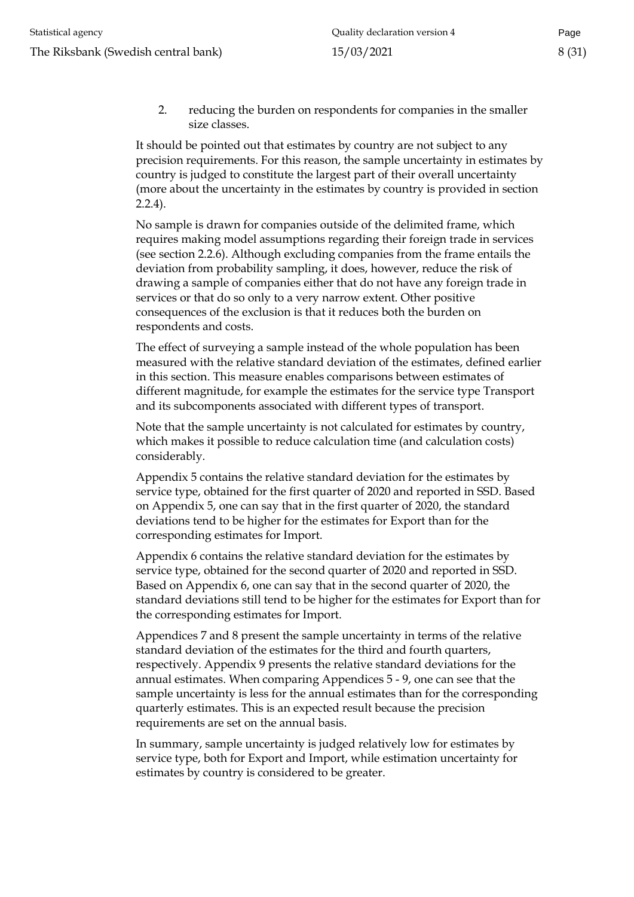2. reducing the burden on respondents for companies in the smaller size classes.

It should be pointed out that estimates by country are not subject to any precision requirements. For this reason, the sample uncertainty in estimates by country is judged to constitute the largest part of their overall uncertainty (more about the uncertainty in the estimates by country is provided in section 2.2.4).

No sample is drawn for companies outside of the delimited frame, which requires making model assumptions regarding their foreign trade in services (see section 2.2.6). Although excluding companies from the frame entails the deviation from probability sampling, it does, however, reduce the risk of drawing a sample of companies either that do not have any foreign trade in services or that do so only to a very narrow extent. Other positive consequences of the exclusion is that it reduces both the burden on respondents and costs.

The effect of surveying a sample instead of the whole population has been measured with the relative standard deviation of the estimates, defined earlier in this section. This measure enables comparisons between estimates of different magnitude, for example the estimates for the service type Transport and its subcomponents associated with different types of transport.

Note that the sample uncertainty is not calculated for estimates by country, which makes it possible to reduce calculation time (and calculation costs) considerably.

Appendix 5 contains the relative standard deviation for the estimates by service type, obtained for the first quarter of 2020 and reported in SSD. Based on Appendix 5, one can say that in the first quarter of 2020, the standard deviations tend to be higher for the estimates for Export than for the corresponding estimates for Import.

Appendix 6 contains the relative standard deviation for the estimates by service type, obtained for the second quarter of 2020 and reported in SSD. Based on Appendix 6, one can say that in the second quarter of 2020, the standard deviations still tend to be higher for the estimates for Export than for the corresponding estimates for Import.

Appendices 7 and 8 present the sample uncertainty in terms of the relative standard deviation of the estimates for the third and fourth quarters, respectively. Appendix 9 presents the relative standard deviations for the annual estimates. When comparing Appendices 5 - 9, one can see that the sample uncertainty is less for the annual estimates than for the corresponding quarterly estimates. This is an expected result because the precision requirements are set on the annual basis.

In summary, sample uncertainty is judged relatively low for estimates by service type, both for Export and Import, while estimation uncertainty for estimates by country is considered to be greater.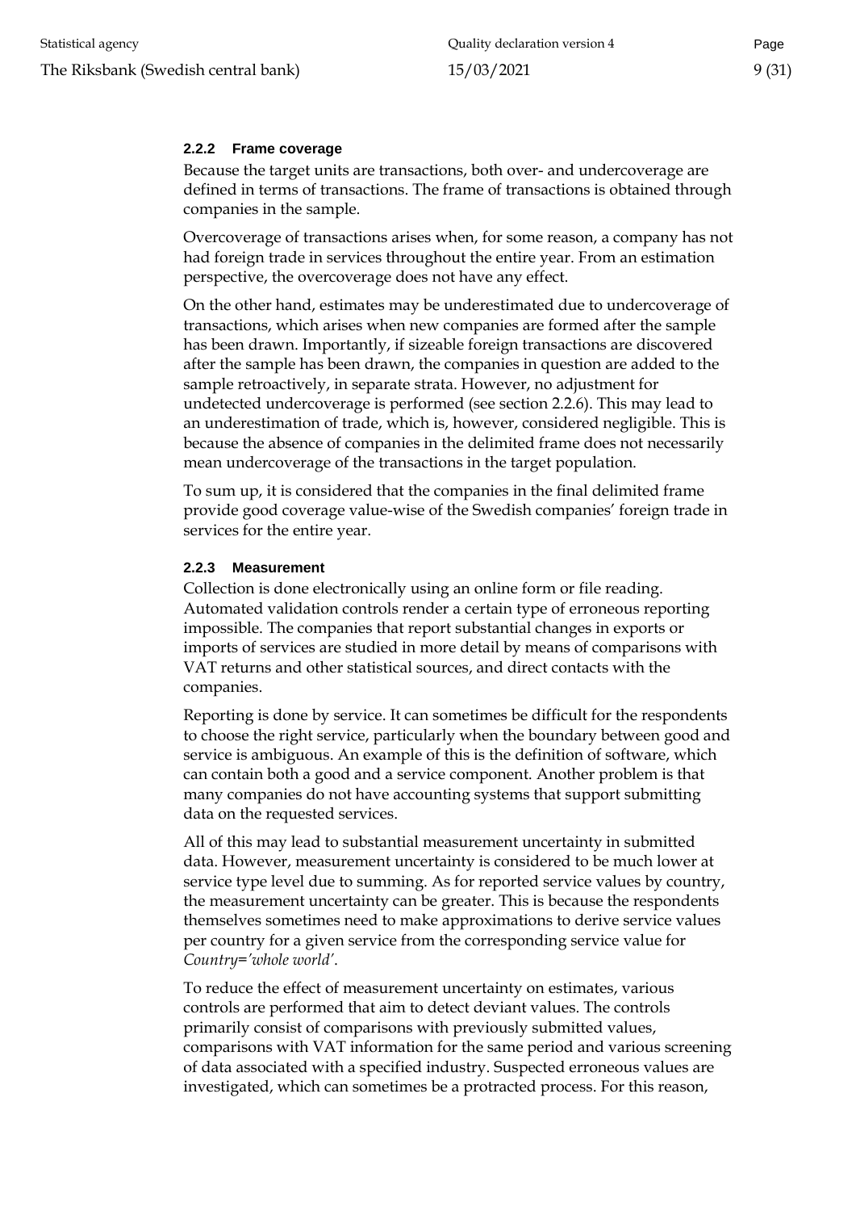#### 2.2.2 Frame coverage

Because the target units are transactions, both over- and undercoverage are defined in terms of transactions. The frame of transactions is obtained through companies in the sample.

Overcoverage of transactions arises when, for some reason, a company has not had foreign trade in services throughout the entire year. From an estimation perspective, the overcoverage does not have any effect.

On the other hand, estimates may be underestimated due to undercoverage of transactions, which arises when new companies are formed after the sample has been drawn. Importantly, if sizeable foreign transactions are discovered after the sample has been drawn, the companies in question are added to the sample retroactively, in separate strata. However, no adjustment for undetected undercoverage is performed (see section 2.2.6). This may lead to an underestimation of trade, which is, however, considered negligible. This is because the absence of companies in the delimited frame does not necessarily mean undercoverage of the transactions in the target population.

To sum up, it is considered that the companies in the final delimited frame provide good coverage value-wise of the Swedish companies' foreign trade in services for the entire year.

#### 2.2.3 Measurement

Collection is done electronically using an online form or file reading. Automated validation controls render a certain type of erroneous reporting impossible. The companies that report substantial changes in exports or imports of services are studied in more detail by means of comparisons with VAT returns and other statistical sources, and direct contacts with the companies.

Reporting is done by service. It can sometimes be difficult for the respondents to choose the right service, particularly when the boundary between good and service is ambiguous. An example of this is the definition of software, which can contain both a good and a service component. Another problem is that many companies do not have accounting systems that support submitting data on the requested services.

All of this may lead to substantial measurement uncertainty in submitted data. However, measurement uncertainty is considered to be much lower at service type level due to summing. As for reported service values by country, the measurement uncertainty can be greater. This is because the respondents themselves sometimes need to make approximations to derive service values per country for a given service from the corresponding service value for *Country='whole world'*.

To reduce the effect of measurement uncertainty on estimates, various controls are performed that aim to detect deviant values. The controls primarily consist of comparisons with previously submitted values, comparisons with VAT information for the same period and various screening of data associated with a specified industry. Suspected erroneous values are investigated, which can sometimes be a protracted process. For this reason,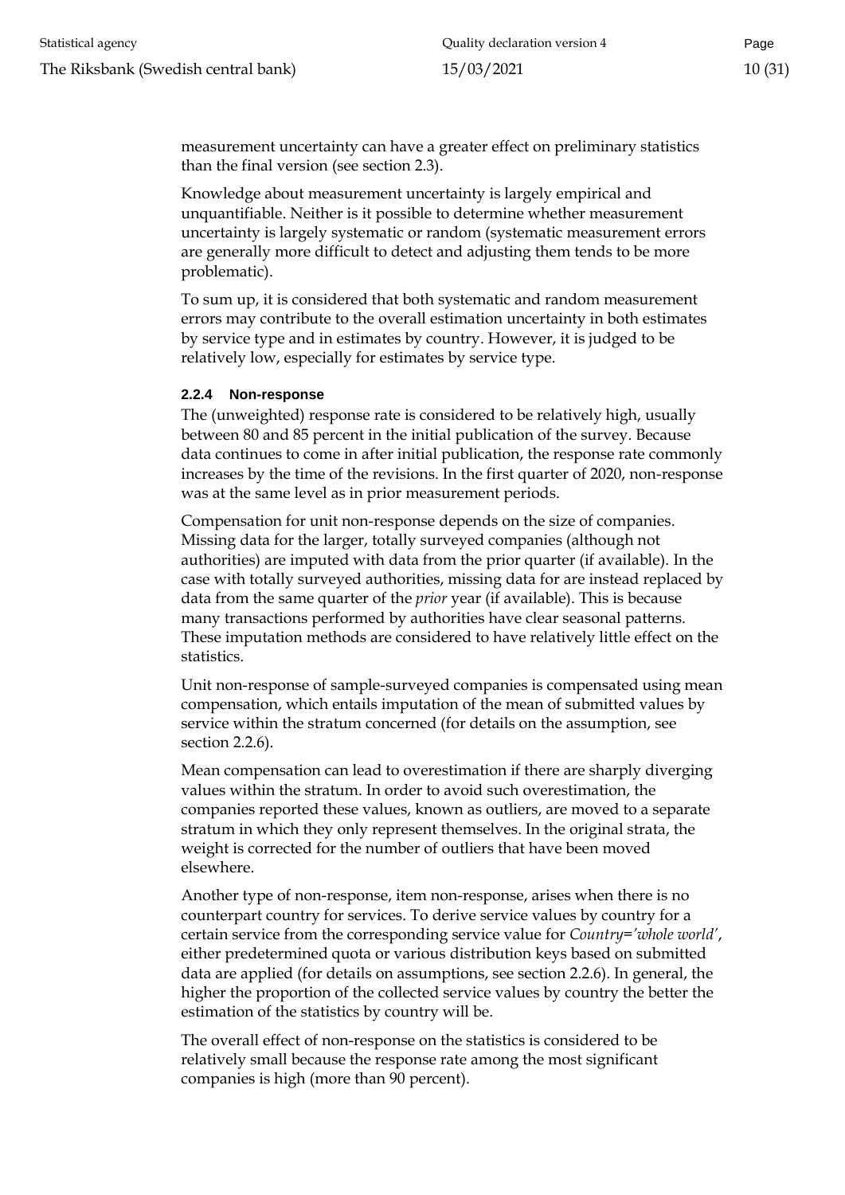measurement uncertainty can have a greater effect on preliminary statistics than the final version (see section 2.3).

Knowledge about measurement uncertainty is largely empirical and unquantifiable. Neither is it possible to determine whether measurement uncertainty is largely systematic or random (systematic measurement errors are generally more difficult to detect and adjusting them tends to be more problematic).

To sum up, it is considered that both systematic and random measurement errors may contribute to the overall estimation uncertainty in both estimates by service type and in estimates by country. However, it is judged to be relatively low, especially for estimates by service type.

#### 2.2.4 Non-response

The (unweighted) response rate is considered to be relatively high, usually between 80 and 85 percent in the initial publication of the survey. Because data continues to come in after initial publication, the response rate commonly increases by the time of the revisions. In the first quarter of 2020, non-response was at the same level as in prior measurement periods.

Compensation for unit non-response depends on the size of companies. Missing data for the larger, totally surveyed companies (although not authorities) are imputed with data from the prior quarter (if available). In the case with totally surveyed authorities, missing data for are instead replaced by data from the same quarter of the *prior* year (if available). This is because many transactions performed by authorities have clear seasonal patterns. These imputation methods are considered to have relatively little effect on the statistics.

Unit non-response of sample-surveyed companies is compensated using mean compensation, which entails imputation of the mean of submitted values by service within the stratum concerned (for details on the assumption, see section 2.2.6).

Mean compensation can lead to overestimation if there are sharply diverging values within the stratum. In order to avoid such overestimation, the companies reported these values, known as outliers, are moved to a separate stratum in which they only represent themselves. In the original strata, the weight is corrected for the number of outliers that have been moved elsewhere.

Another type of non-response, item non-response, arises when there is no counterpart country for services. To derive service values by country for a certain service from the corresponding service value for *Country='whole world'*, either predetermined quota or various distribution keys based on submitted data are applied (for details on assumptions, see section 2.2.6). In general, the higher the proportion of the collected service values by country the better the estimation of the statistics by country will be.

The overall effect of non-response on the statistics is considered to be relatively small because the response rate among the most significant companies is high (more than 90 percent).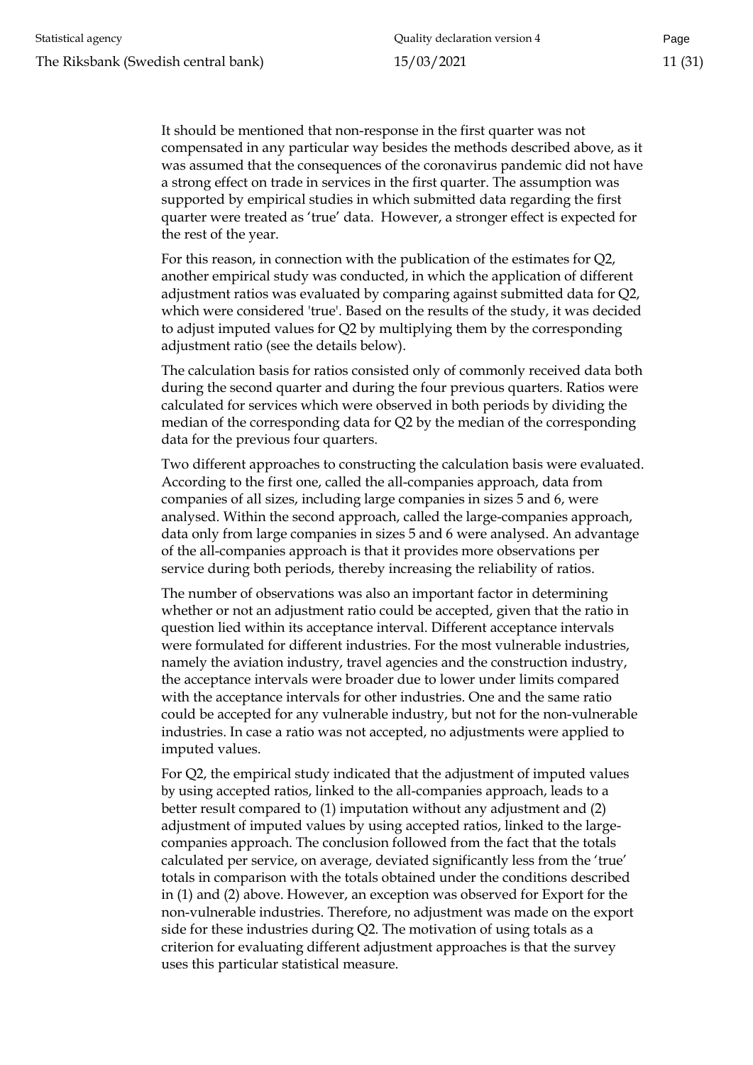It should be mentioned that non-response in the first quarter was not compensated in any particular way besides the methods described above, as it was assumed that the consequences of the coronavirus pandemic did not have a strong effect on trade in services in the first quarter. The assumption was supported by empirical studies in which submitted data regarding the first quarter were treated as 'true' data. However, a stronger effect is expected for the rest of the year.

For this reason, in connection with the publication of the estimates for Q2, another empirical study was conducted, in which the application of different adjustment ratios was evaluated by comparing against submitted data for Q2, which were considered 'true'. Based on the results of the study, it was decided to adjust imputed values for Q2 by multiplying them by the corresponding adjustment ratio (see the details below).

The calculation basis for ratios consisted only of commonly received data both during the second quarter and during the four previous quarters. Ratios were calculated for services which were observed in both periods by dividing the median of the corresponding data for Q2 by the median of the corresponding data for the previous four quarters.

Two different approaches to constructing the calculation basis were evaluated. According to the first one, called the all-companies approach, data from companies of all sizes, including large companies in sizes 5 and 6, were analysed. Within the second approach, called the large-companies approach, data only from large companies in sizes 5 and 6 were analysed. An advantage of the all-companies approach is that it provides more observations per service during both periods, thereby increasing the reliability of ratios.

The number of observations was also an important factor in determining whether or not an adjustment ratio could be accepted, given that the ratio in question lied within its acceptance interval. Different acceptance intervals were formulated for different industries. For the most vulnerable industries, namely the aviation industry, travel agencies and the construction industry, the acceptance intervals were broader due to lower under limits compared with the acceptance intervals for other industries. One and the same ratio could be accepted for any vulnerable industry, but not for the non-vulnerable industries. In case a ratio was not accepted, no adjustments were applied to imputed values.

For Q2, the empirical study indicated that the adjustment of imputed values by using accepted ratios, linked to the all-companies approach, leads to a better result compared to (1) imputation without any adjustment and (2) adjustment of imputed values by using accepted ratios, linked to the large-companies approach. The conclusion followed from the fact that the totals calculated per service, on average, deviated significantly less from the 'true' totals in comparison with the totals obtained under the conditions described in (1) and (2) above. However, an exception was observed for Export for the non-vulnerable industries. Therefore, no adjustment was made on the export side for these industries during Q2. The motivation of using totals as a criterion for evaluating different adjustment approaches is that the survey uses this particular statistical measure.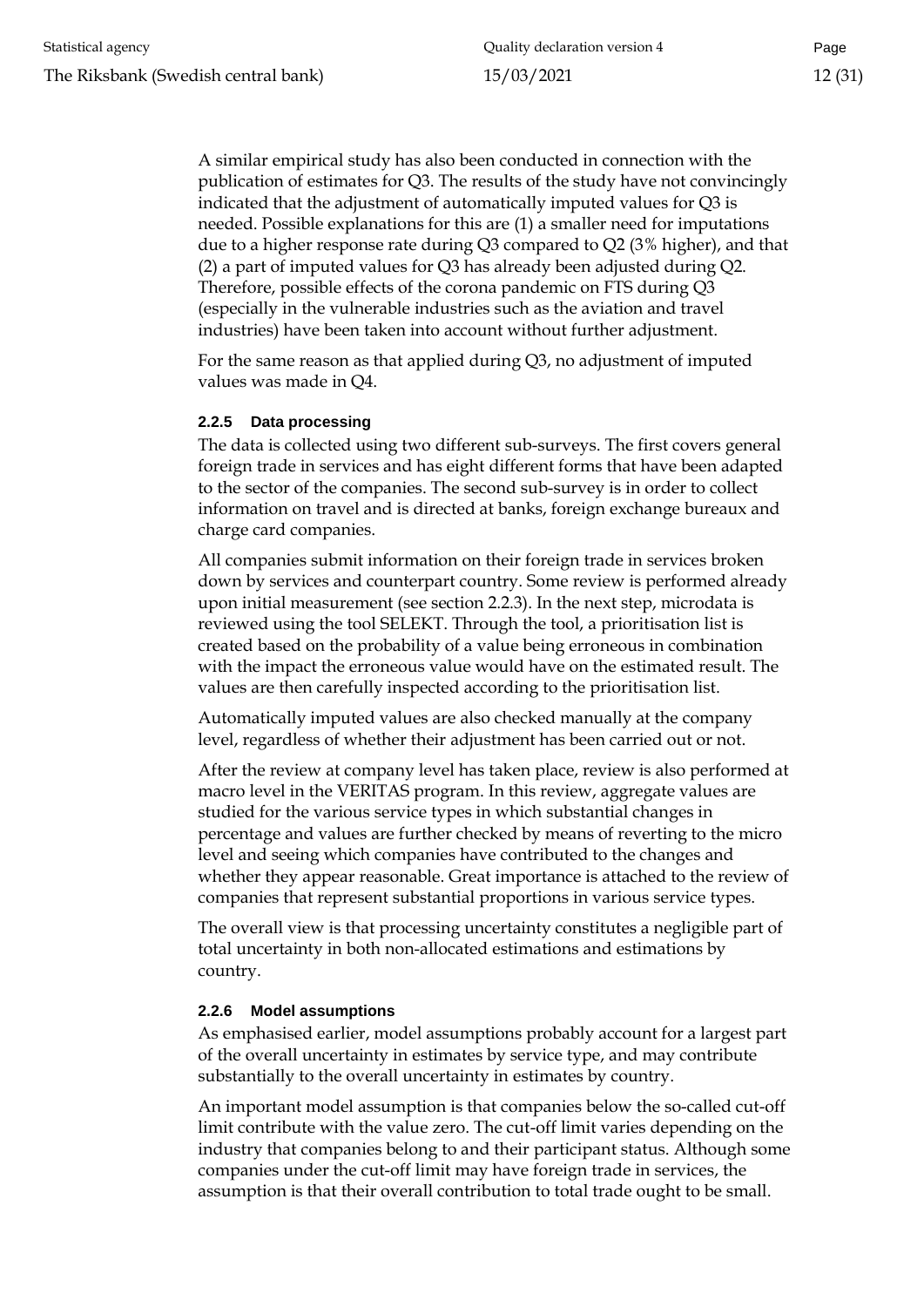A similar empirical study has also been conducted in connection with the publication of estimates for Q3. The results of the study have not convincingly indicated that the adjustment of automatically imputed values for Q3 is needed. Possible explanations for this are (1) a smaller need for imputations due to a higher response rate during Q3 compared to Q2 (3% higher), and that (2) a part of imputed values for Q3 has already been adjusted during Q2. Therefore, possible effects of the corona pandemic on FTS during Q3 (especially in the vulnerable industries such as the aviation and travel industries) have been taken into account without further adjustment.

For the same reason as that applied during Q3, no adjustment of imputed values was made in Q4.

### 2.2.5 Data processing

The data is collected using two different sub-surveys. The first covers general foreign trade in services and has eight different forms that have been adapted to the sector of the companies. The second sub-survey is in order to collect information on travel and is directed at banks, foreign exchange bureaux and charge card companies.

All companies submit information on their foreign trade in services broken down by services and counterpart country. Some review is performed already upon initial measurement (see section 2.2.3). In the next step, microdata is reviewed using the tool SELEKT. Through the tool, a prioritisation list is created based on the probability of a value being erroneous in combination with the impact the erroneous value would have on the estimated result. The values are then carefully inspected according to the prioritisation list.

Automatically imputed values are also checked manually at the company level, regardless of whether their adjustment has been carried out or not.

After the review at company level has taken place, review is also performed at macro level in the VERITAS program. In this review, aggregate values are studied for the various service types in which substantial changes in percentage and values are further checked by means of reverting to the micro level and seeing which companies have contributed to the changes and whether they appear reasonable. Great importance is attached to the review of companies that represent substantial proportions in various service types.

The overall view is that processing uncertainty constitutes a negligible part of total uncertainty in both non-allocated estimations and estimations by country.

### 2.2.6 Model assumptions

As emphasised earlier, model assumptions probably account for a largest part of the overall uncertainty in estimates by service type, and may contribute substantially to the overall uncertainty in estimates by country.

An important model assumption is that companies below the so-called cut-off limit contribute with the value zero. The cut-off limit varies depending on the industry that companies belong to and their participant status. Although some companies under the cut-off limit may have foreign trade in services, the assumption is that their overall contribution to total trade ought to be small.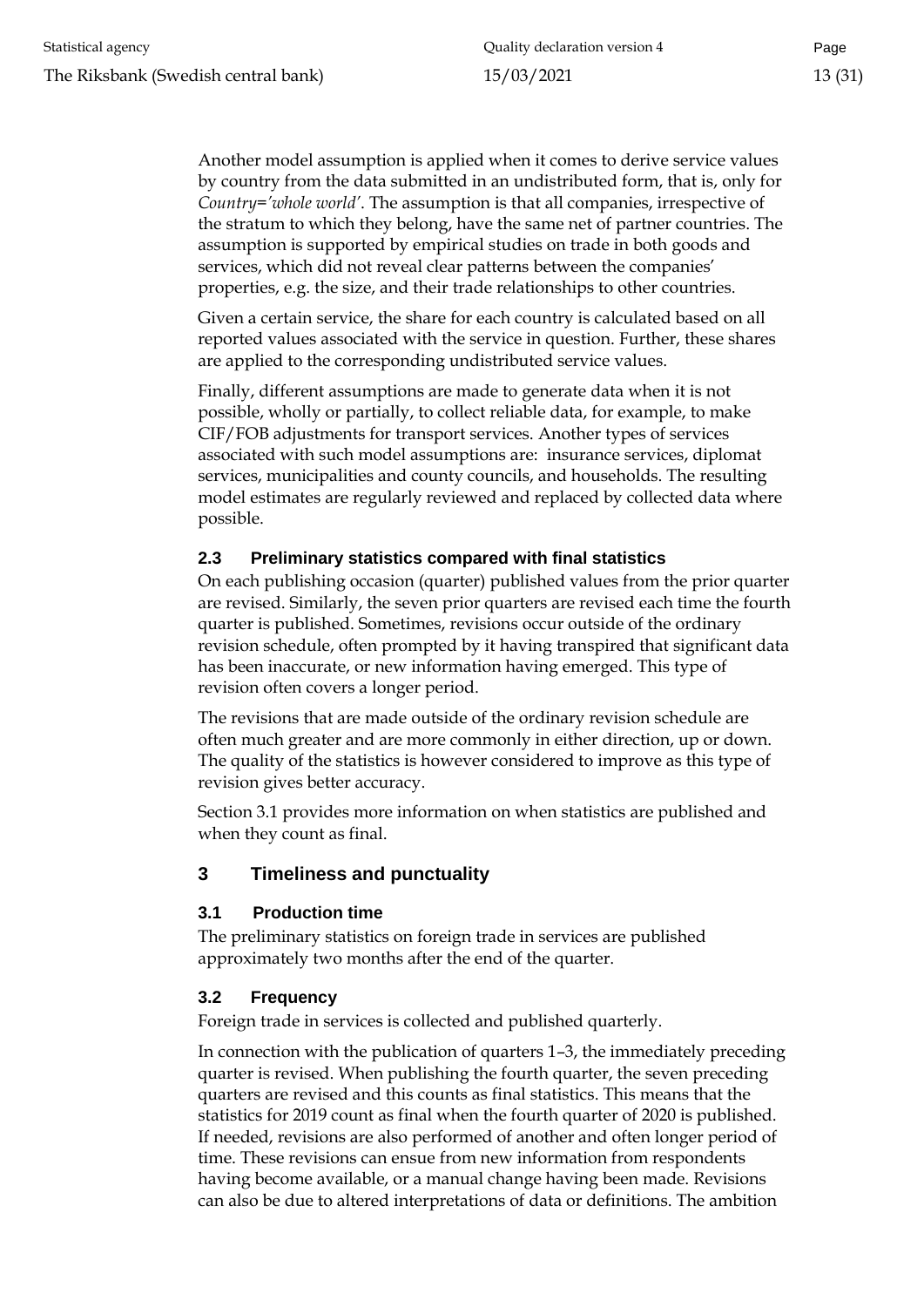Another model assumption is applied when it comes to derive service values by country from the data submitted in an undistributed form, that is, only for *Country='whole world'*. The assumption is that all companies, irrespective of the stratum to which they belong, have the same net of partner countries. The assumption is supported by empirical studies on trade in both goods and services, which did not reveal clear patterns between the companies' properties, e.g. the size, and their trade relationships to other countries.

Given a certain service, the share for each country is calculated based on all reported values associated with the service in question. Further, these shares are applied to the corresponding undistributed service values.

Finally, different assumptions are made to generate data when it is not possible, wholly or partially, to collect reliable data, for example, to make CIF/FOB adjustments for transport services. Another types of services associated with such model assumptions are: insurance services, diplomat services, municipalities and county councils, and households. The resulting model estimates are regularly reviewed and replaced by collected data where possible.

### 2.3 Preliminary statistics compared with final statistics

On each publishing occasion (quarter) published values from the prior quarter are revised. Similarly, the seven prior quarters are revised each time the fourth quarter is published. Sometimes, revisions occur outside of the ordinary revision schedule, often prompted by it having transpired that significant data has been inaccurate, or new information having emerged. This type of revision often covers a longer period.

The revisions that are made outside of the ordinary revision schedule are often much greater and are more commonly in either direction, up or down. The quality of the statistics is however considered to improve as this type of revision gives better accuracy.

Section 3.1 provides more information on when statistics are published and when they count as final.

## 3 Timeliness and punctuality

### 3.1 Production time

The preliminary statistics on foreign trade in services are published approximately two months after the end of the quarter.

### 3.2 Frequency

Foreign trade in services is collected and published quarterly.

In connection with the publication of quarters 1–3, the immediately preceding quarter is revised. When publishing the fourth quarter, the seven preceding quarters are revised and this counts as final statistics. This means that the statistics for 2019 count as final when the fourth quarter of 2020 is published. If needed, revisions are also performed of another and often longer period of time. These revisions can ensue from new information from respondents having become available, or a manual change having been made. Revisions can also be due to altered interpretations of data or definitions. The ambition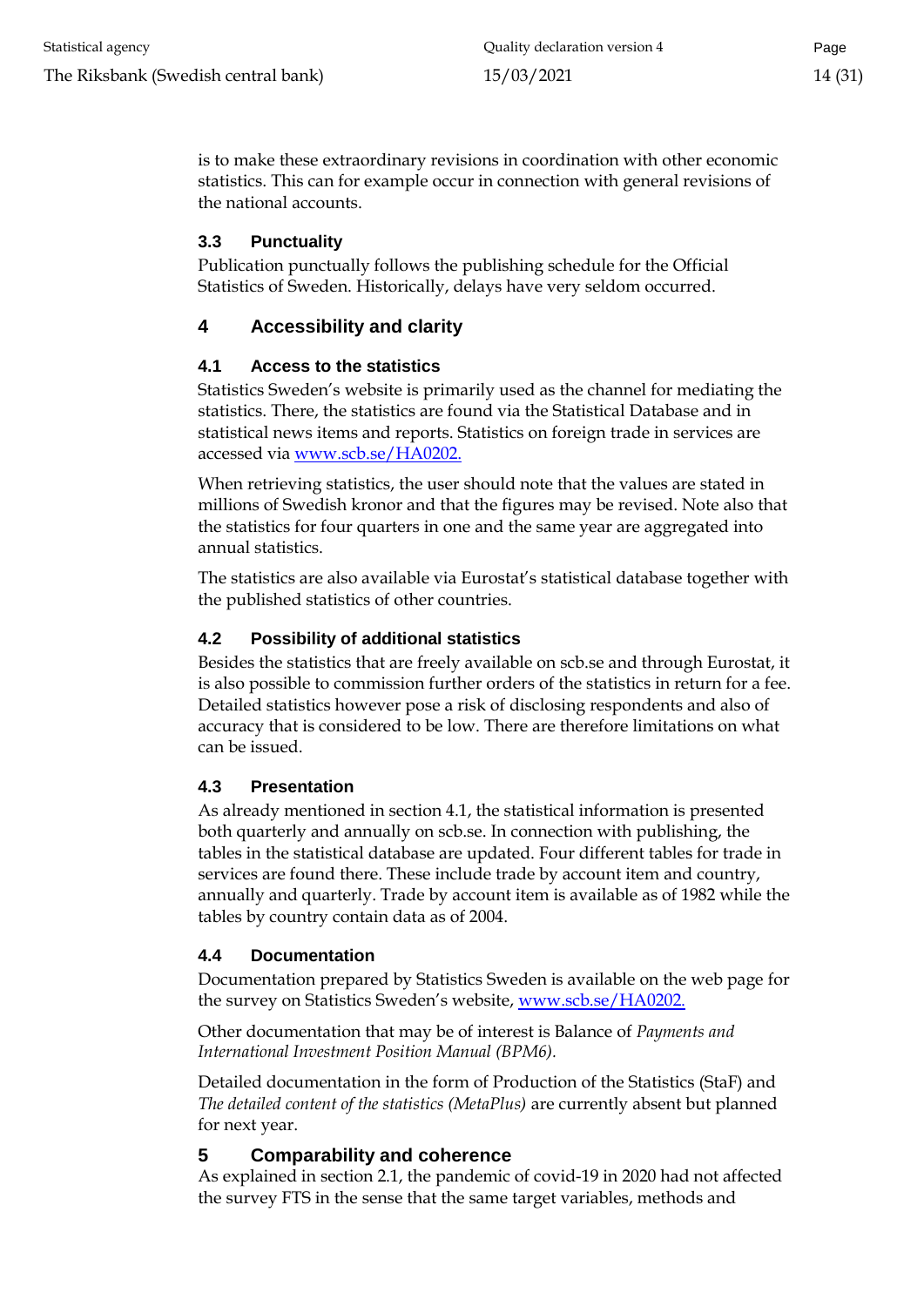is to make these extraordinary revisions in coordination with other economic statistics. This can for example occur in connection with general revisions of the national accounts.

### 3.3 Punctuality

Publication punctually follows the publishing schedule for the Official Statistics of Sweden. Historically, delays have very seldom occurred.

## 4 Accessibility and clarity

### 4.1 Access to the statistics

Statistics Sweden's website is primarily used as the channel for mediating the statistics. There, the statistics are found via the Statistical Database and in statistical news items and reports. Statistics on foreign trade in services are accessed via [www.scb.se/HA0202.](www.scb.se/HA0202)

When retrieving statistics, the user should note that the values are stated in millions of Swedish kronor and that the figures may be revised. Note also that the statistics for four quarters in one and the same year are aggregated into annual statistics.

The statistics are also available via Eurostat's statistical database together with the published statistics of other countries.

### 4.2 Possibility of additional statistics

Besides the statistics that are freely available on scb.se and through Eurostat, it is also possible to commission further orders of the statistics in return for a fee. Detailed statistics however pose a risk of disclosing respondents and also of accuracy that is considered to be low. There are therefore limitations on what can be issued.

### 4.3 Presentation

As already mentioned in section 4.1, the statistical information is presented both quarterly and annually on scb.se. In connection with publishing, the tables in the statistical database are updated. Four different tables for trade in services are found there. These include trade by account item and country, annually and quarterly. Trade by account item is available as of 1982 while the tables by country contain data as of 2004.

### 4.4 Documentation

Documentation prepared by Statistics Sweden is available on the web page for the survey on Statistics Sweden's website, [www.scb.se/HA0202.](www.scb.se/HA0202)

Other documentation that may be of interest is Balance of *Payments and International Investment Position Manual (BPM6).*

Detailed documentation in the form of Production of the Statistics (StaF) and *The detailed content of the statistics (MetaPlus)* are currently absent but planned for next year.

## 5 Comparability and coherence

As explained in section 2.1, the pandemic of covid-19 in 2020 had not affected the survey FTS in the sense that the same target variables, methods and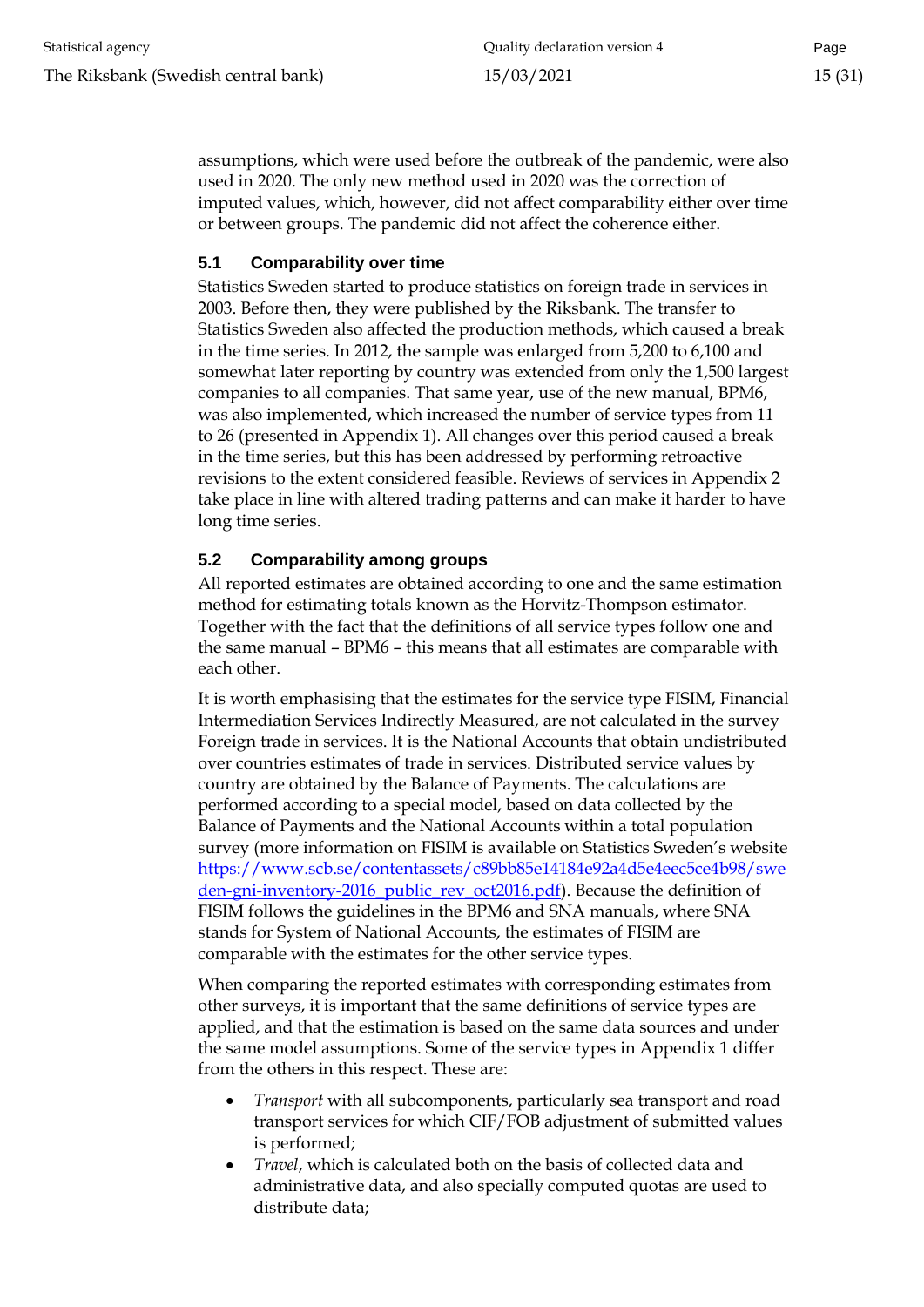assumptions, which were used before the outbreak of the pandemic, were also used in 2020. The only new method used in 2020 was the correction of imputed values, which, however, did not affect comparability either over time or between groups. The pandemic did not affect the coherence either.

### 5.1 Comparability over time

Statistics Sweden started to produce statistics on foreign trade in services in 2003. Before then, they were published by the Riksbank. The transfer to Statistics Sweden also affected the production methods, which caused a break in the time series. In 2012, the sample was enlarged from 5,200 to 6,100 and somewhat later reporting by country was extended from only the 1,500 largest companies to all companies. That same year, use of the new manual, BPM6, was also implemented, which increased the number of service types from 11 to 26 (presented in Appendix 1). All changes over this period caused a break in the time series, but this has been addressed by performing retroactive revisions to the extent considered feasible. Reviews of services in Appendix 2 take place in line with altered trading patterns and can make it harder to have long time series.

### 5.2 Comparability among groups

All reported estimates are obtained according to one and the same estimation method for estimating totals known as the Horvitz-Thompson estimator. Together with the fact that the definitions of all service types follow one and the same manual – BPM6 – this means that all estimates are comparable with each other.

It is worth emphasising that the estimates for the service type FISIM, Financial Intermediation Services Indirectly Measured, are not calculated in the survey Foreign trade in services. It is the National Accounts that obtain undistributed over countries estimates of trade in services. Distributed service values by country are obtained by the Balance of Payments. The calculations are performed according to a special model, based on data collected by the Balance of Payments and the National Accounts within a total population survey (more information on FISIM is available on Statistics Sweden's website [https://www.scb.se/contentassets/c89bb85e14184e92a4d5e4eec5ce4b98/sweden-gni-inventory-2016_public_rev_oct2016.pdf](https://www.scb.se/contentassets/c89bb85e14184e92a4d5e4eec5ce4b98/sweden-gni-inventory-2016_public_rev_oct2016.pdf)). Because the definition of FISIM follows the guidelines in the BPM6 and SNA manuals, where SNA stands for System of National Accounts, the estimates of FISIM are comparable with the estimates for the other service types.

When comparing the reported estimates with corresponding estimates from other surveys, it is important that the same definitions of service types are applied, and that the estimation is based on the same data sources and under the same model assumptions. Some of the service types in Appendix 1 differ from the others in this respect. These are:

- *Transport* with all subcomponents, particularly sea transport and road transport services for which CIF/FOB adjustment of submitted values is performed;
- *Travel*, which is calculated both on the basis of collected data and administrative data, and also specially computed quotas are used to distribute data;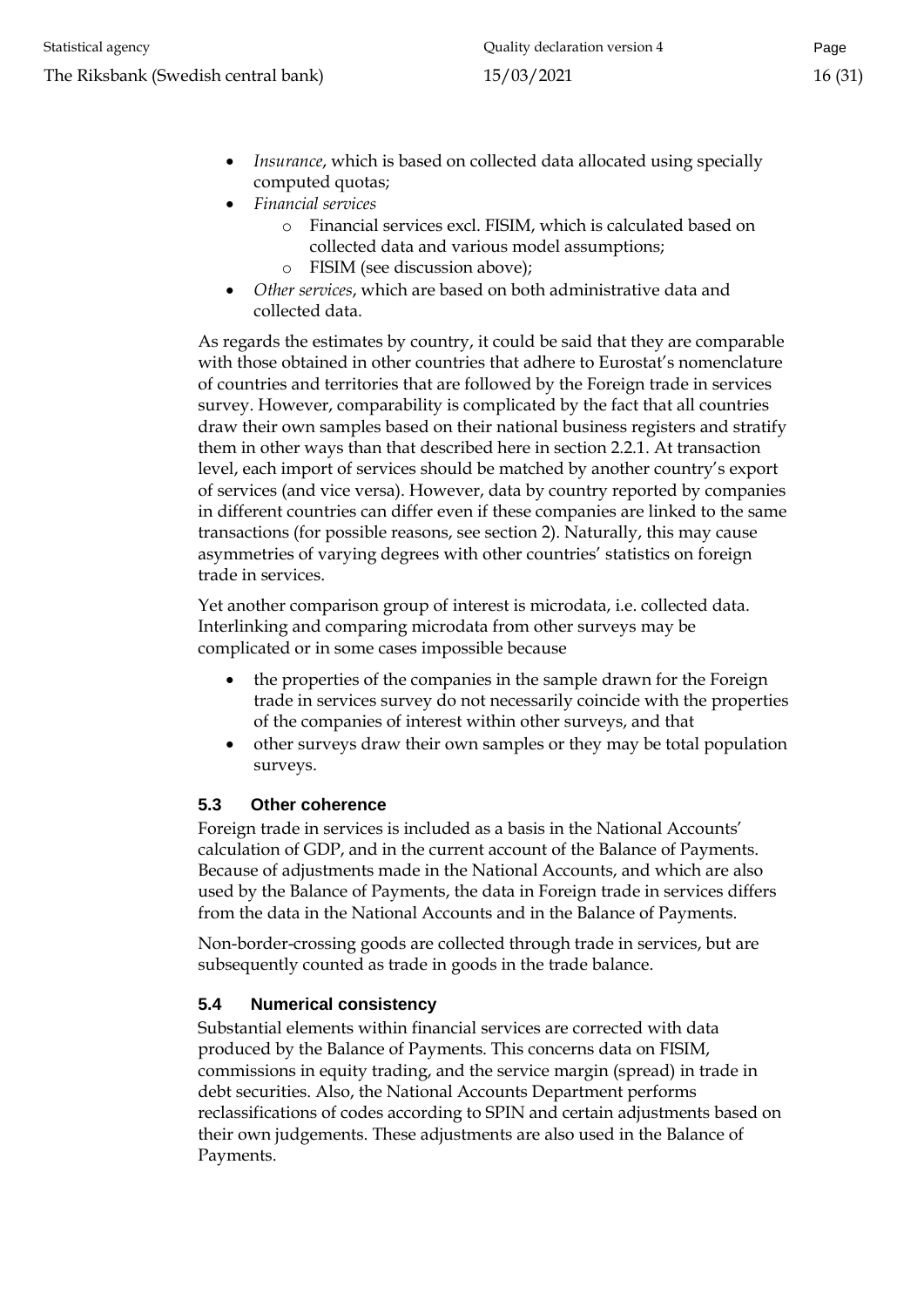- *Insurance*, which is based on collected data allocated using specially computed quotas;
- *Financial services*
  - Financial services excl. FISIM, which is calculated based on collected data and various model assumptions;
  - FISIM (see discussion above);
- *Other services*, which are based on both administrative data and collected data.

As regards the estimates by country, it could be said that they are comparable with those obtained in other countries that adhere to Eurostat's nomenclature of countries and territories that are followed by the Foreign trade in services survey. However, comparability is complicated by the fact that all countries draw their own samples based on their national business registers and stratify them in other ways than that described here in section 2.2.1. At transaction level, each import of services should be matched by another country's export of services (and vice versa). However, data by country reported by companies in different countries can differ even if these companies are linked to the same transactions (for possible reasons, see section 2). Naturally, this may cause asymmetries of varying degrees with other countries' statistics on foreign trade in services.

Yet another comparison group of interest is microdata, i.e. collected data. Interlinking and comparing microdata from other surveys may be complicated or in some cases impossible because

- the properties of the companies in the sample drawn for the Foreign trade in services survey do not necessarily coincide with the properties of the companies of interest within other surveys, and that
- other surveys draw their own samples or they may be total population surveys.

### 5.3 Other coherence

Foreign trade in services is included as a basis in the National Accounts' calculation of GDP, and in the current account of the Balance of Payments. Because of adjustments made in the National Accounts, and which are also used by the Balance of Payments, the data in Foreign trade in services differs from the data in the National Accounts and in the Balance of Payments.

Non-border-crossing goods are collected through trade in services, but are subsequently counted as trade in goods in the trade balance.

### 5.4 Numerical consistency

Substantial elements within financial services are corrected with data produced by the Balance of Payments. This concerns data on FISIM, commissions in equity trading, and the service margin (spread) in trade in debt securities. Also, the National Accounts Department performs reclassifications of codes according to SPIN and certain adjustments based on their own judgements. These adjustments are also used in the Balance of Payments.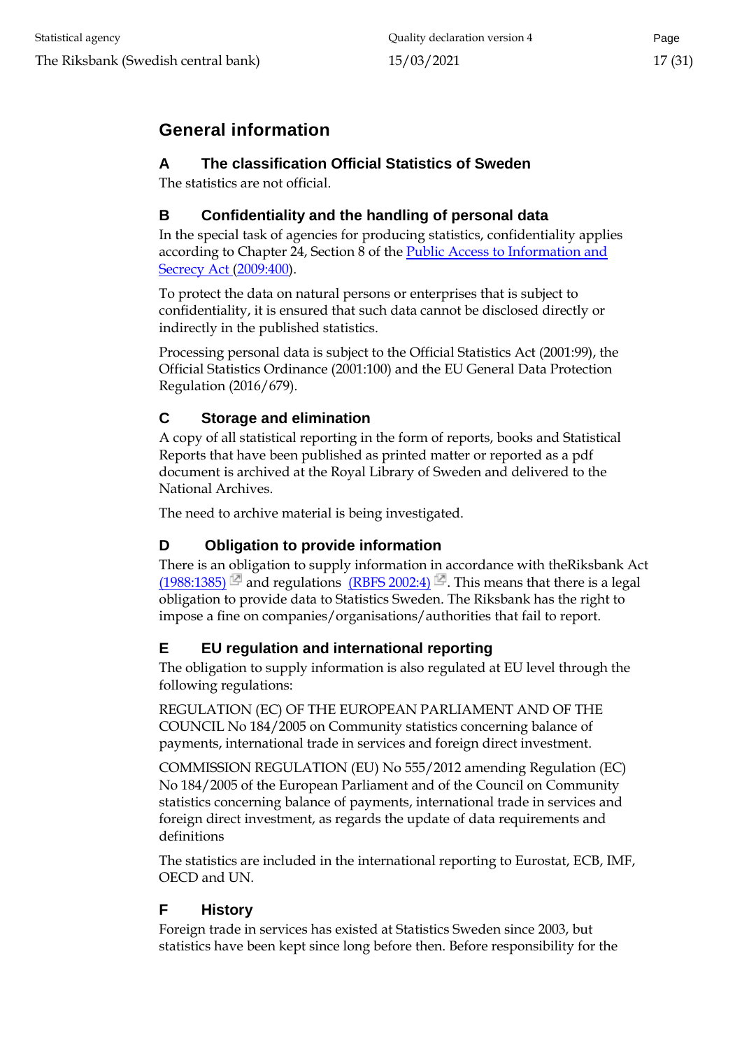# General information

## A The classification Official Statistics of Sweden

The statistics are not official.

## B Confidentiality and the handling of personal data

In the special task of agencies for producing statistics, confidentiality applies according to Chapter 24, Section 8 of the Public Access to Information and Secrecy Act (2009:400).

To protect the data on natural persons or enterprises that is subject to confidentiality, it is ensured that such data cannot be disclosed directly or indirectly in the published statistics.

Processing personal data is subject to the Official Statistics Act (2001:99), the Official Statistics Ordinance (2001:100) and the EU General Data Protection Regulation (2016/679).

## C Storage and elimination

A copy of all statistical reporting in the form of reports, books and Statistical Reports that have been published as printed matter or reported as a pdf document is archived at the Royal Library of Sweden and delivered to the National Archives.

The need to archive material is being investigated.

## D Obligation to provide information

There is an obligation to supply information in accordance with theRiksbank Act (1988:1385) and regulations (RBFS 2002:4). This means that there is a legal obligation to provide data to Statistics Sweden. The Riksbank has the right to impose a fine on companies/organisations/authorities that fail to report.

## E EU regulation and international reporting

The obligation to supply information is also regulated at EU level through the following regulations:

REGULATION (EC) OF THE EUROPEAN PARLIAMENT AND OF THE COUNCIL No 184/2005 on Community statistics concerning balance of payments, international trade in services and foreign direct investment.

COMMISSION REGULATION (EU) No 555/2012 amending Regulation (EC) No 184/2005 of the European Parliament and of the Council on Community statistics concerning balance of payments, international trade in services and foreign direct investment, as regards the update of data requirements and definitions

The statistics are included in the international reporting to Eurostat, ECB, IMF, OECD and UN.

## F History

Foreign trade in services has existed at Statistics Sweden since 2003, but statistics have been kept since long before then. Before responsibility for the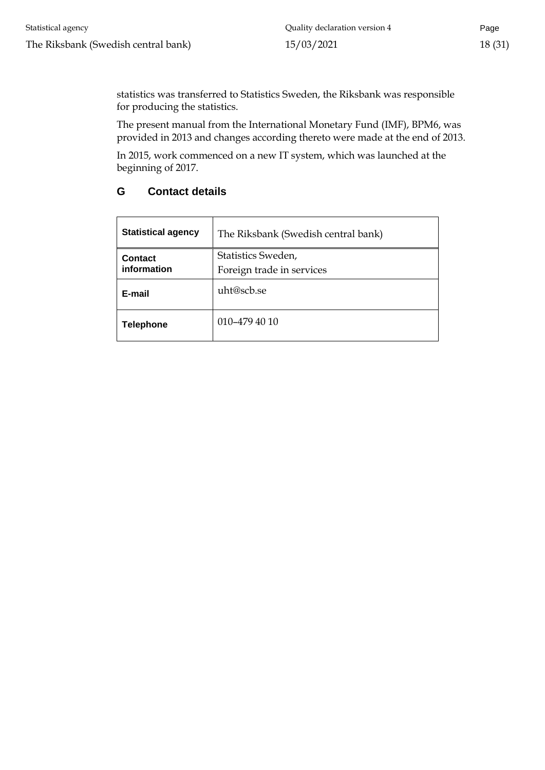statistics was transferred to Statistics Sweden, the Riksbank was responsible for producing the statistics.

The present manual from the International Monetary Fund (IMF), BPM6, was provided in 2013 and changes according thereto were made at the end of 2013.

In 2015, work commenced on a new IT system, which was launched at the beginning of 2017.

## G Contact details

| **Statistical agency** | The Riksbank (Swedish central bank) |
|---|---|
| **Contact information** | Statistics Sweden, Foreign trade in services |
| **E-mail** | uht@scb.se |
| **Telephone** | 010–479 40 10 |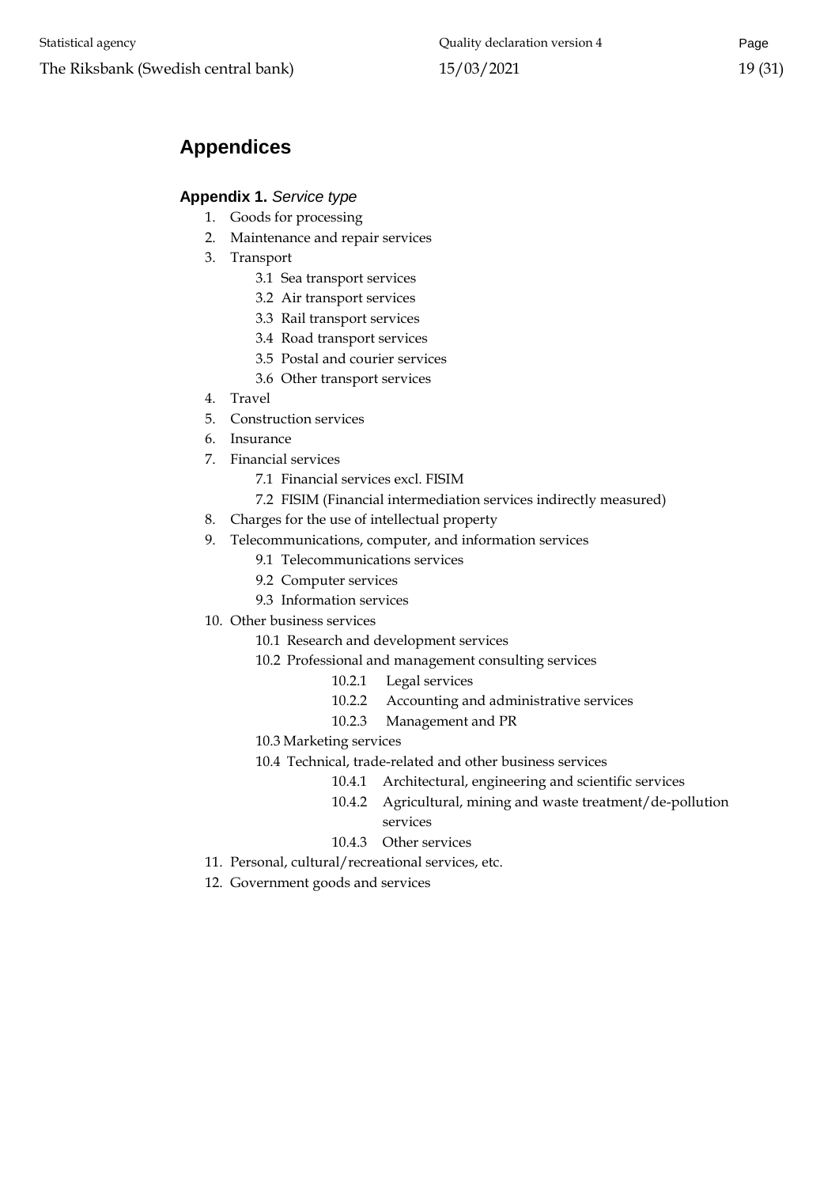# Appendices

**Appendix 1.** *Service type*

1. Goods for processing
2. Maintenance and repair services
3. Transport
   - 3.1 Sea transport services
   - 3.2 Air transport services
   - 3.3 Rail transport services
   - 3.4 Road transport services
   - 3.5 Postal and courier services
   - 3.6 Other transport services
4. Travel
5. Construction services
6. Insurance
7. Financial services
   - 7.1 Financial services excl. FISIM
   - 7.2 FISIM (Financial intermediation services indirectly measured)
8. Charges for the use of intellectual property
9. Telecommunications, computer, and information services
   - 9.1 Telecommunications services
   - 9.2 Computer services
   - 9.3 Information services
10. Other business services
    - 10.1 Research and development services
    - 10.2 Professional and management consulting services
      - 10.2.1 Legal services
      - 10.2.2 Accounting and administrative services
      - 10.2.3 Management and PR
    - 10.3 Marketing services
    - 10.4 Technical, trade-related and other business services
      - 10.4.1 Architectural, engineering and scientific services
      - 10.4.2 Agricultural, mining and waste treatment/de-pollution services
      - 10.4.3 Other services
11. Personal, cultural/recreational services, etc.
12. Government goods and services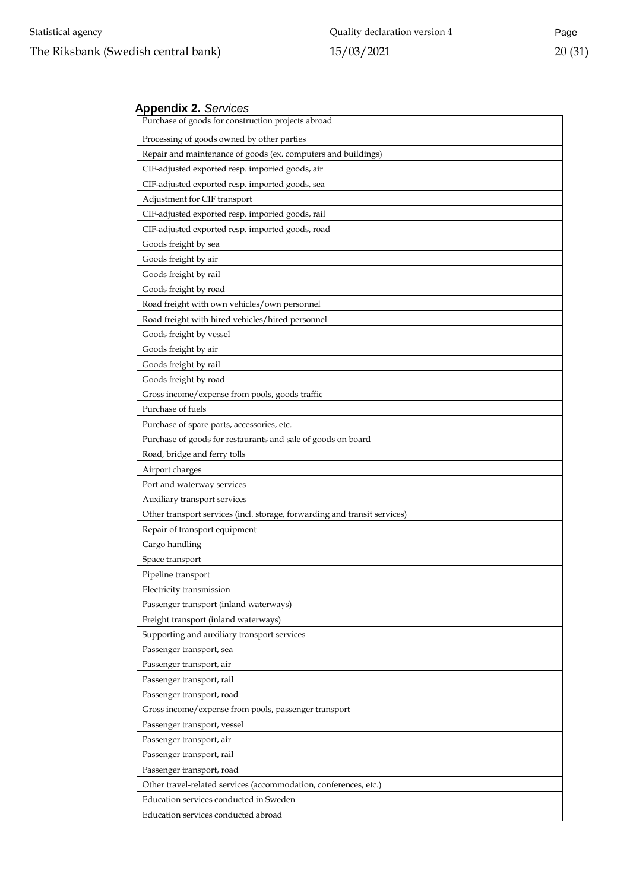**Appendix 2.** *Services*

| Purchase of goods for construction projects abroad |
|---|
| Processing of goods owned by other parties |
| Repair and maintenance of goods (ex. computers and buildings) |
| CIF-adjusted exported resp. imported goods, air |
| CIF-adjusted exported resp. imported goods, sea |
| Adjustment for CIF transport |
| CIF-adjusted exported resp. imported goods, rail |
| CIF-adjusted exported resp. imported goods, road |
| Goods freight by sea |
| Goods freight by air |
| Goods freight by rail |
| Goods freight by road |
| Road freight with own vehicles/own personnel |
| Road freight with hired vehicles/hired personnel |
| Goods freight by vessel |
| Goods freight by air |
| Goods freight by rail |
| Goods freight by road |
| Gross income/expense from pools, goods traffic |
| Purchase of fuels |
| Purchase of spare parts, accessories, etc. |
| Purchase of goods for restaurants and sale of goods on board |
| Road, bridge and ferry tolls |
| Airport charges |
| Port and waterway services |
| Auxiliary transport services |
| Other transport services (incl. storage, forwarding and transit services) |
| Repair of transport equipment |
| Cargo handling |
| Space transport |
| Pipeline transport |
| Electricity transmission |
| Passenger transport (inland waterways) |
| Freight transport (inland waterways) |
| Supporting and auxiliary transport services |
| Passenger transport, sea |
| Passenger transport, air |
| Passenger transport, rail |
| Passenger transport, road |
| Gross income/expense from pools, passenger transport |
| Passenger transport, vessel |
| Passenger transport, air |
| Passenger transport, rail |
| Passenger transport, road |
| Other travel-related services (accommodation, conferences, etc.) |
| Education services conducted in Sweden |
| Education services conducted abroad |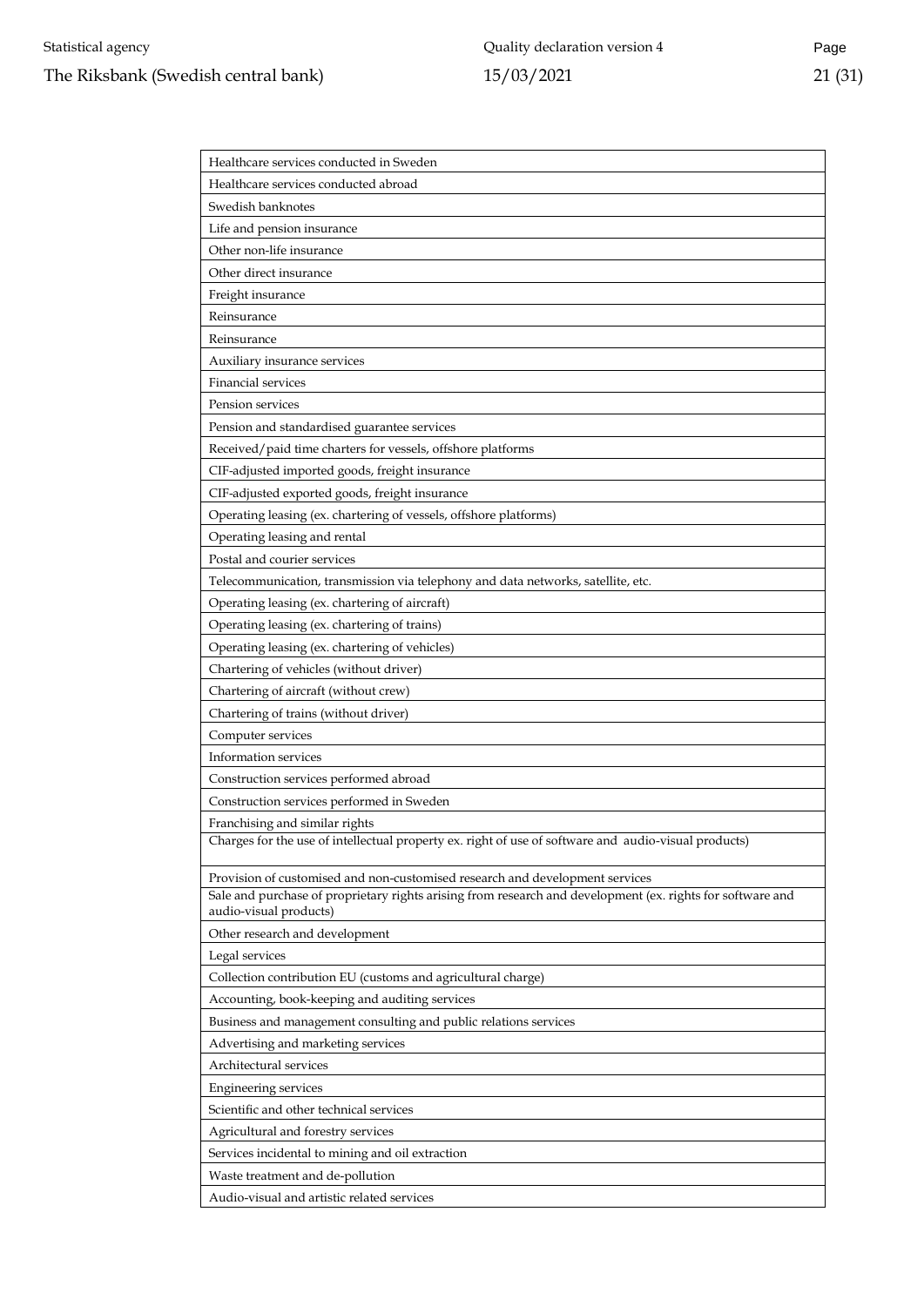| Healthcare services conducted in Sweden |
|---|
| Healthcare services conducted abroad |
| Swedish banknotes |
| Life and pension insurance |
| Other non-life insurance |
| Other direct insurance |
| Freight insurance |
| Reinsurance |
| Reinsurance |
| Auxiliary insurance services |
| Financial services |
| Pension services |
| Pension and standardised guarantee services |
| Received/paid time charters for vessels, offshore platforms |
| CIF-adjusted imported goods, freight insurance |
| CIF-adjusted exported goods, freight insurance |
| Operating leasing (ex. chartering of vessels, offshore platforms) |
| Operating leasing and rental |
| Postal and courier services |
| Telecommunication, transmission via telephony and data networks, satellite, etc. |
| Operating leasing (ex. chartering of aircraft) |
| Operating leasing (ex. chartering of trains) |
| Operating leasing (ex. chartering of vehicles) |
| Chartering of vehicles (without driver) |
| Chartering of aircraft (without crew) |
| Chartering of trains (without driver) |
| Computer services |
| Information services |
| Construction services performed abroad |
| Construction services performed in Sweden |
| Franchising and similar rights |
| Charges for the use of intellectual property ex. right of use of software and audio-visual products) |
| Provision of customised and non-customised research and development services |
| Sale and purchase of proprietary rights arising from research and development (ex. rights for software and audio-visual products) |
| Other research and development |
| Legal services |
| Collection contribution EU (customs and agricultural charge) |
| Accounting, book-keeping and auditing services |
| Business and management consulting and public relations services |
| Advertising and marketing services |
| Architectural services |
| Engineering services |
| Scientific and other technical services |
| Agricultural and forestry services |
| Services incidental to mining and oil extraction |
| Waste treatment and de-pollution |
| Audio-visual and artistic related services |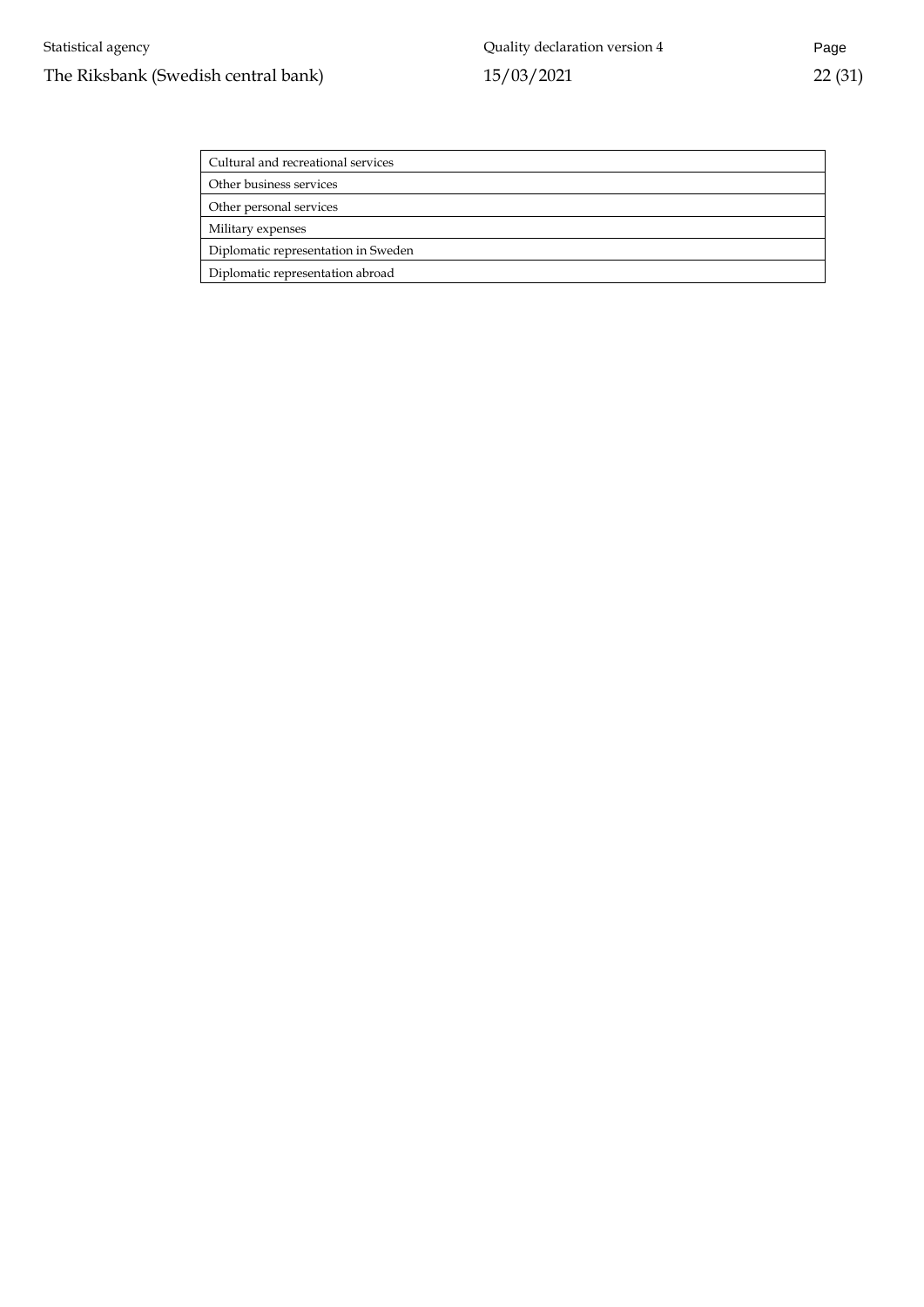| Cultural and recreational services |
|---|
| Other business services |
| Other personal services |
| Military expenses |
| Diplomatic representation in Sweden |
| Diplomatic representation abroad |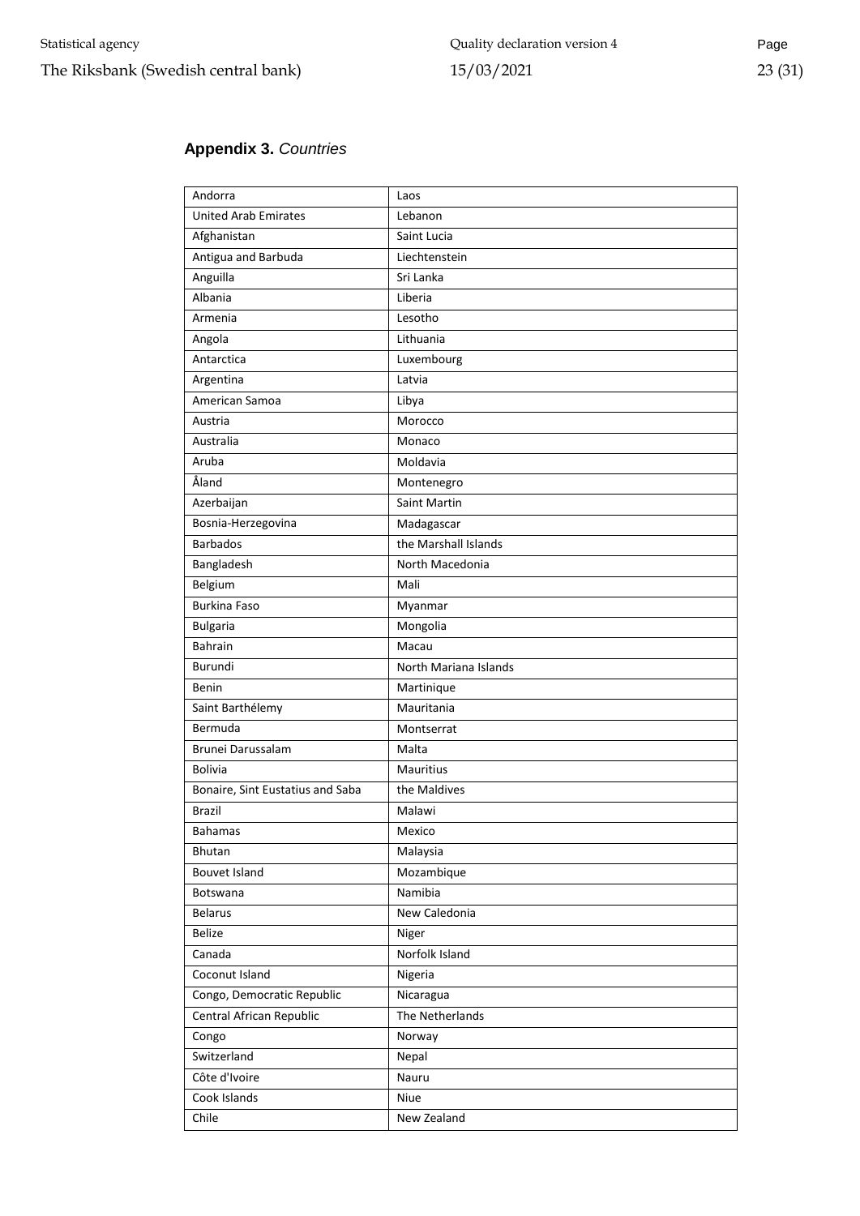## **Appendix 3.** *Countries*

| Andorra | Laos |
|---|---|
| United Arab Emirates | Lebanon |
| Afghanistan | Saint Lucia |
| Antigua and Barbuda | Liechtenstein |
| Anguilla | Sri Lanka |
| Albania | Liberia |
| Armenia | Lesotho |
| Angola | Lithuania |
| Antarctica | Luxembourg |
| Argentina | Latvia |
| American Samoa | Libya |
| Austria | Morocco |
| Australia | Monaco |
| Aruba | Moldavia |
| Åland | Montenegro |
| Azerbaijan | Saint Martin |
| Bosnia-Herzegovina | Madagascar |
| Barbados | the Marshall Islands |
| Bangladesh | North Macedonia |
| Belgium | Mali |
| Burkina Faso | Myanmar |
| Bulgaria | Mongolia |
| Bahrain | Macau |
| Burundi | North Mariana Islands |
| Benin | Martinique |
| Saint Barthélemy | Mauritania |
| Bermuda | Montserrat |
| Brunei Darussalam | Malta |
| Bolivia | Mauritius |
| Bonaire, Sint Eustatius and Saba | the Maldives |
| Brazil | Malawi |
| Bahamas | Mexico |
| Bhutan | Malaysia |
| Bouvet Island | Mozambique |
| Botswana | Namibia |
| Belarus | New Caledonia |
| Belize | Niger |
| Canada | Norfolk Island |
| Coconut Island | Nigeria |
| Congo, Democratic Republic | Nicaragua |
| Central African Republic | The Netherlands |
| Congo | Norway |
| Switzerland | Nepal |
| Côte d'Ivoire | Nauru |
| Cook Islands | Niue |
| Chile | New Zealand |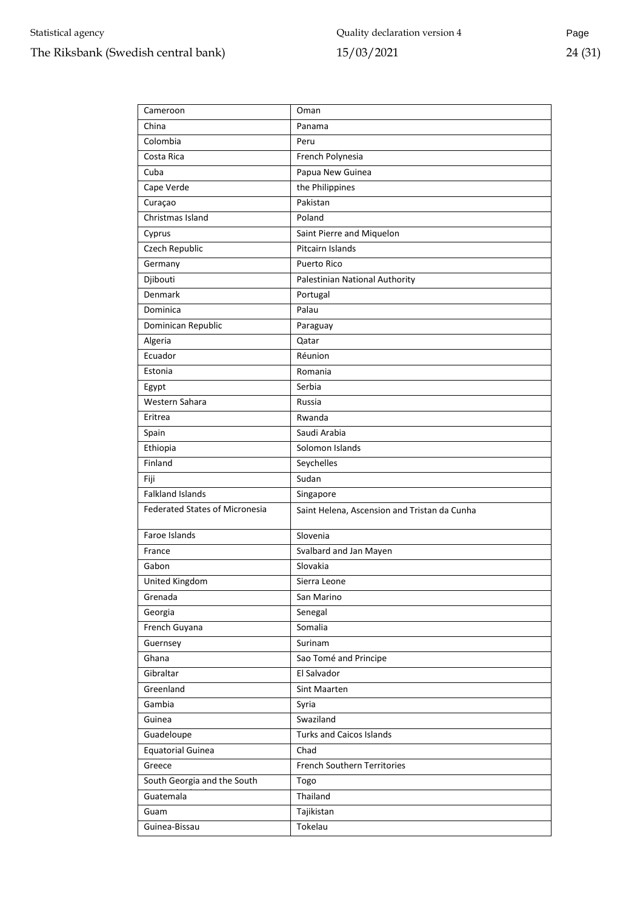| Cameroon | Oman |
|---|---|
| China | Panama |
| Colombia | Peru |
| Costa Rica | French Polynesia |
| Cuba | Papua New Guinea |
| Cape Verde | the Philippines |
| Curaçao | Pakistan |
| Christmas Island | Poland |
| Cyprus | Saint Pierre and Miquelon |
| Czech Republic | Pitcairn Islands |
| Germany | Puerto Rico |
| Djibouti | Palestinian National Authority |
| Denmark | Portugal |
| Dominica | Palau |
| Dominican Republic | Paraguay |
| Algeria | Qatar |
| Ecuador | Réunion |
| Estonia | Romania |
| Egypt | Serbia |
| Western Sahara | Russia |
| Eritrea | Rwanda |
| Spain | Saudi Arabia |
| Ethiopia | Solomon Islands |
| Finland | Seychelles |
| Fiji | Sudan |
| Falkland Islands | Singapore |
| Federated States of Micronesia | Saint Helena, Ascension and Tristan da Cunha |
| Faroe Islands | Slovenia |
| France | Svalbard and Jan Mayen |
| Gabon | Slovakia |
| United Kingdom | Sierra Leone |
| Grenada | San Marino |
| Georgia | Senegal |
| French Guyana | Somalia |
| Guernsey | Surinam |
| Ghana | Sao Tomé and Principe |
| Gibraltar | El Salvador |
| Greenland | Sint Maarten |
| Gambia | Syria |
| Guinea | Swaziland |
| Guadeloupe | Turks and Caicos Islands |
| Equatorial Guinea | Chad |
| Greece | French Southern Territories |
| South Georgia and the South | Togo |
| Guatemala | Thailand |
| Guam | Tajikistan |
| Guinea-Bissau | Tokelau |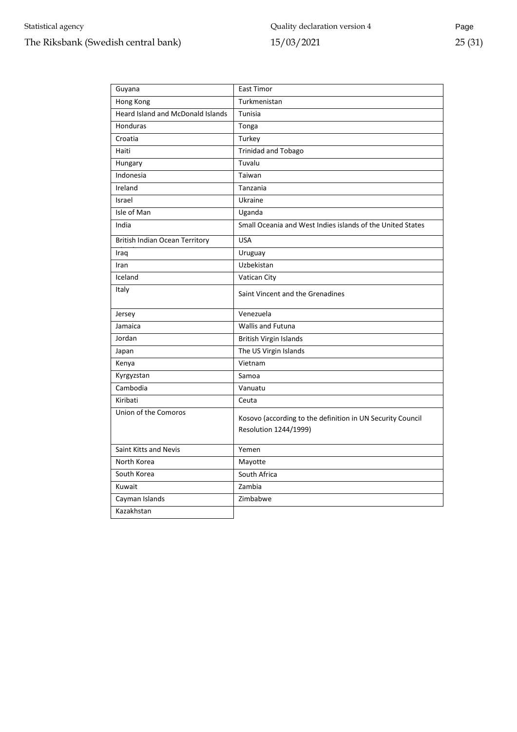| | |
|---|---|
| Guyana | East Timor |
| Hong Kong | Turkmenistan |
| Heard Island and McDonald Islands | Tunisia |
| Honduras | Tonga |
| Croatia | Turkey |
| Haiti | Trinidad and Tobago |
| Hungary | Tuvalu |
| Indonesia | Taiwan |
| Ireland | Tanzania |
| Israel | Ukraine |
| Isle of Man | Uganda |
| India | Small Oceania and West Indies islands of the United States |
| British Indian Ocean Territory | USA |
| Iraq | Uruguay |
| Iran | Uzbekistan |
| Iceland | Vatican City |
| Italy | Saint Vincent and the Grenadines |
| Jersey | Venezuela |
| Jamaica | Wallis and Futuna |
| Jordan | British Virgin Islands |
| Japan | The US Virgin Islands |
| Kenya | Vietnam |
| Kyrgyzstan | Samoa |
| Cambodia | Vanuatu |
| Kiribati | Ceuta |
| Union of the Comoros | Kosovo (according to the definition in UN Security Council Resolution 1244/1999) |
| Saint Kitts and Nevis | Yemen |
| North Korea | Mayotte |
| South Korea | South Africa |
| Kuwait | Zambia |
| Cayman Islands | Zimbabwe |
| Kazakhstan | |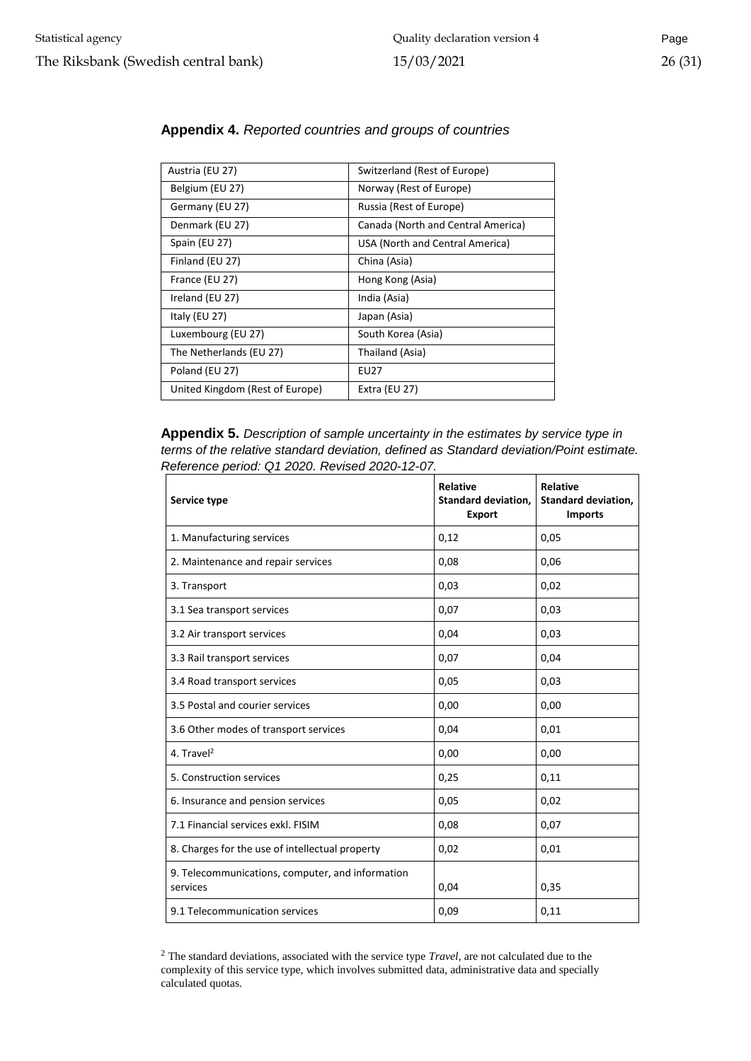**Appendix 4.** *Reported countries and groups of countries*

| | |
|---|---|
| Austria (EU 27) | Switzerland (Rest of Europe) |
| Belgium (EU 27) | Norway (Rest of Europe) |
| Germany (EU 27) | Russia (Rest of Europe) |
| Denmark (EU 27) | Canada (North and Central America) |
| Spain (EU 27) | USA (North and Central America) |
| Finland (EU 27) | China (Asia) |
| France (EU 27) | Hong Kong (Asia) |
| Ireland (EU 27) | India (Asia) |
| Italy (EU 27) | Japan (Asia) |
| Luxembourg (EU 27) | South Korea (Asia) |
| The Netherlands (EU 27) | Thailand (Asia) |
| Poland (EU 27) | EU27 |
| United Kingdom (Rest of Europe) | Extra (EU 27) |

**Appendix 5.** *Description of sample uncertainty in the estimates by service type in terms of the relative standard deviation, defined as Standard deviation/Point estimate. Reference period: Q1 2020. Revised 2020-12-07.*

| Service type | Relative Standard deviation, Export | Relative Standard deviation, Imports |
|---|---|---|
| 1. Manufacturing services | 0,12 | 0,05 |
| 2. Maintenance and repair services | 0,08 | 0,06 |
| 3. Transport | 0,03 | 0,02 |
| 3.1 Sea transport services | 0,07 | 0,03 |
| 3.2 Air transport services | 0,04 | 0,03 |
| 3.3 Rail transport services | 0,07 | 0,04 |
| 3.4 Road transport services | 0,05 | 0,03 |
| 3.5 Postal and courier services | 0,00 | 0,00 |
| 3.6 Other modes of transport services | 0,04 | 0,01 |
| 4. Travel[2] | 0,00 | 0,00 |
| 5. Construction services | 0,25 | 0,11 |
| 6. Insurance and pension services | 0,05 | 0,02 |
| 7.1 Financial services exkl. FISIM | 0,08 | 0,07 |
| 8. Charges for the use of intellectual property | 0,02 | 0,01 |
| 9. Telecommunications, computer, and information services | 0,04 | 0,35 |
| 9.1 Telecommunication services | 0,09 | 0,11 |

[2] The standard deviations, associated with the service type *Travel*, are not calculated due to the complexity of this service type, which involves submitted data, administrative data and specially calculated quotas.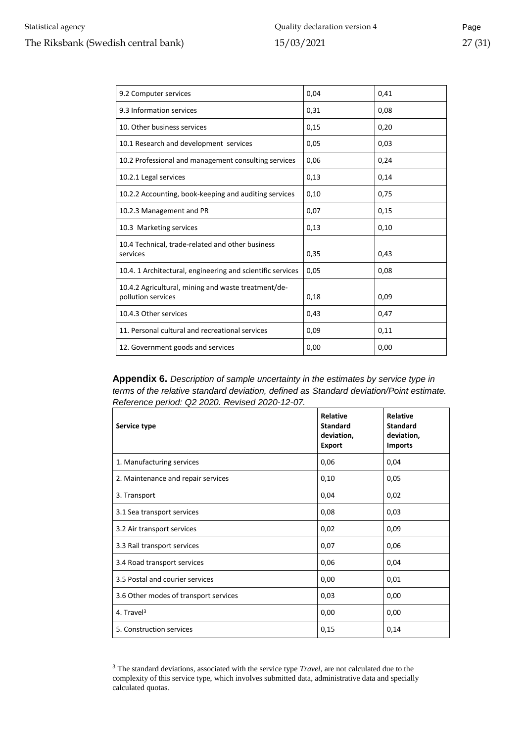| | | |
|---|---|---|
| 9.2 Computer services | 0,04 | 0,41 |
| 9.3 Information services | 0,31 | 0,08 |
| 10. Other business services | 0,15 | 0,20 |
| 10.1 Research and development services | 0,05 | 0,03 |
| 10.2 Professional and management consulting services | 0,06 | 0,24 |
| 10.2.1 Legal services | 0,13 | 0,14 |
| 10.2.2 Accounting, book-keeping and auditing services | 0,10 | 0,75 |
| 10.2.3 Management and PR | 0,07 | 0,15 |
| 10.3 Marketing services | 0,13 | 0,10 |
| 10.4 Technical, trade-related and other business services | 0,35 | 0,43 |
| 10.4. 1 Architectural, engineering and scientific services | 0,05 | 0,08 |
| 10.4.2 Agricultural, mining and waste treatment/de-pollution services | 0,18 | 0,09 |
| 10.4.3 Other services | 0,43 | 0,47 |
| 11. Personal cultural and recreational services | 0,09 | 0,11 |
| 12. Government goods and services | 0,00 | 0,00 |

**Appendix 6.** *Description of sample uncertainty in the estimates by service type in terms of the relative standard deviation, defined as Standard deviation/Point estimate. Reference period: Q2 2020. Revised 2020-12-07.*

| Service type | Relative Standard deviation, Export | Relative Standard deviation, Imports |
|---|---|---|
| 1. Manufacturing services | 0,06 | 0,04 |
| 2. Maintenance and repair services | 0,10 | 0,05 |
| 3. Transport | 0,04 | 0,02 |
| 3.1 Sea transport services | 0,08 | 0,03 |
| 3.2 Air transport services | 0,02 | 0,09 |
| 3.3 Rail transport services | 0,07 | 0,06 |
| 3.4 Road transport services | 0,06 | 0,04 |
| 3.5 Postal and courier services | 0,00 | 0,01 |
| 3.6 Other modes of transport services | 0,03 | 0,00 |
| 4. Travel[3] | 0,00 | 0,00 |
| 5. Construction services | 0,15 | 0,14 |

[3] The standard deviations, associated with the service type *Travel*, are not calculated due to the complexity of this service type, which involves submitted data, administrative data and specially calculated quotas.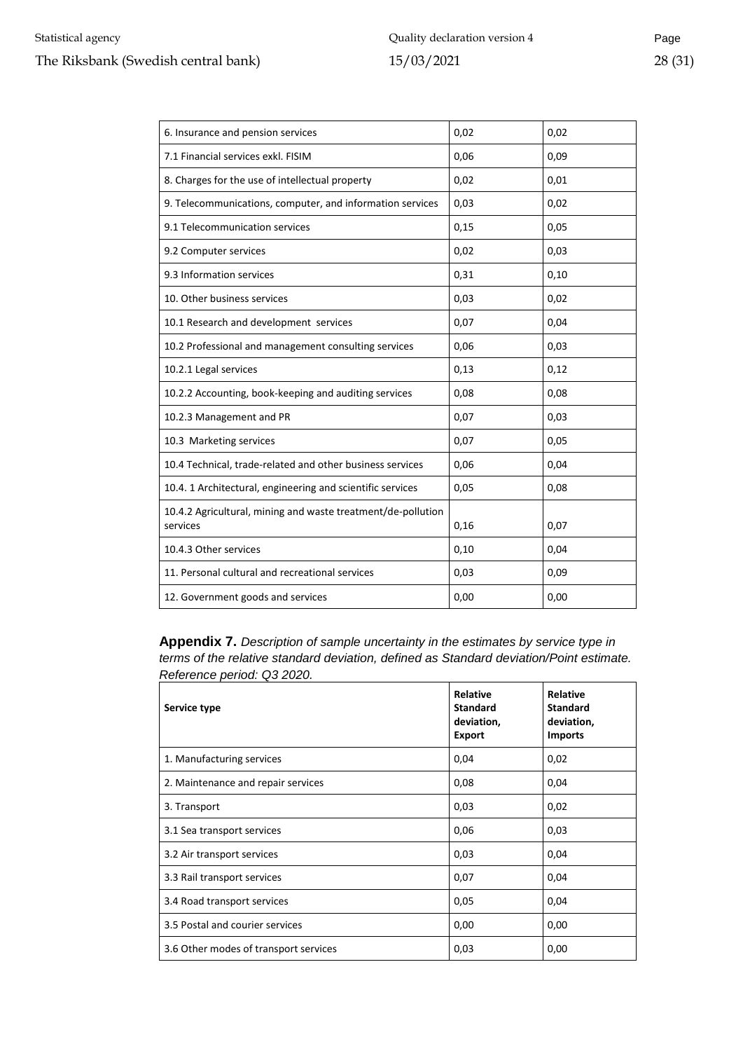| | | |
|---|---|---|
| 6. Insurance and pension services | 0,02 | 0,02 |
| 7.1 Financial services exkl. FISIM | 0,06 | 0,09 |
| 8. Charges for the use of intellectual property | 0,02 | 0,01 |
| 9. Telecommunications, computer, and information services | 0,03 | 0,02 |
| 9.1 Telecommunication services | 0,15 | 0,05 |
| 9.2 Computer services | 0,02 | 0,03 |
| 9.3 Information services | 0,31 | 0,10 |
| 10. Other business services | 0,03 | 0,02 |
| 10.1 Research and development services | 0,07 | 0,04 |
| 10.2 Professional and management consulting services | 0,06 | 0,03 |
| 10.2.1 Legal services | 0,13 | 0,12 |
| 10.2.2 Accounting, book-keeping and auditing services | 0,08 | 0,08 |
| 10.2.3 Management and PR | 0,07 | 0,03 |
| 10.3 Marketing services | 0,07 | 0,05 |
| 10.4 Technical, trade-related and other business services | 0,06 | 0,04 |
| 10.4. 1 Architectural, engineering and scientific services | 0,05 | 0,08 |
| 10.4.2 Agricultural, mining and waste treatment/de-pollution services | 0,16 | 0,07 |
| 10.4.3 Other services | 0,10 | 0,04 |
| 11. Personal cultural and recreational services | 0,03 | 0,09 |
| 12. Government goods and services | 0,00 | 0,00 |

**Appendix 7.** *Description of sample uncertainty in the estimates by service type in terms of the relative standard deviation, defined as Standard deviation/Point estimate. Reference period: Q3 2020.*

| Service type | Relative Standard deviation, Export | Relative Standard deviation, Imports |
|---|---|---|
| 1. Manufacturing services | 0,04 | 0,02 |
| 2. Maintenance and repair services | 0,08 | 0,04 |
| 3. Transport | 0,03 | 0,02 |
| 3.1 Sea transport services | 0,06 | 0,03 |
| 3.2 Air transport services | 0,03 | 0,04 |
| 3.3 Rail transport services | 0,07 | 0,04 |
| 3.4 Road transport services | 0,05 | 0,04 |
| 3.5 Postal and courier services | 0,00 | 0,00 |
| 3.6 Other modes of transport services | 0,03 | 0,00 |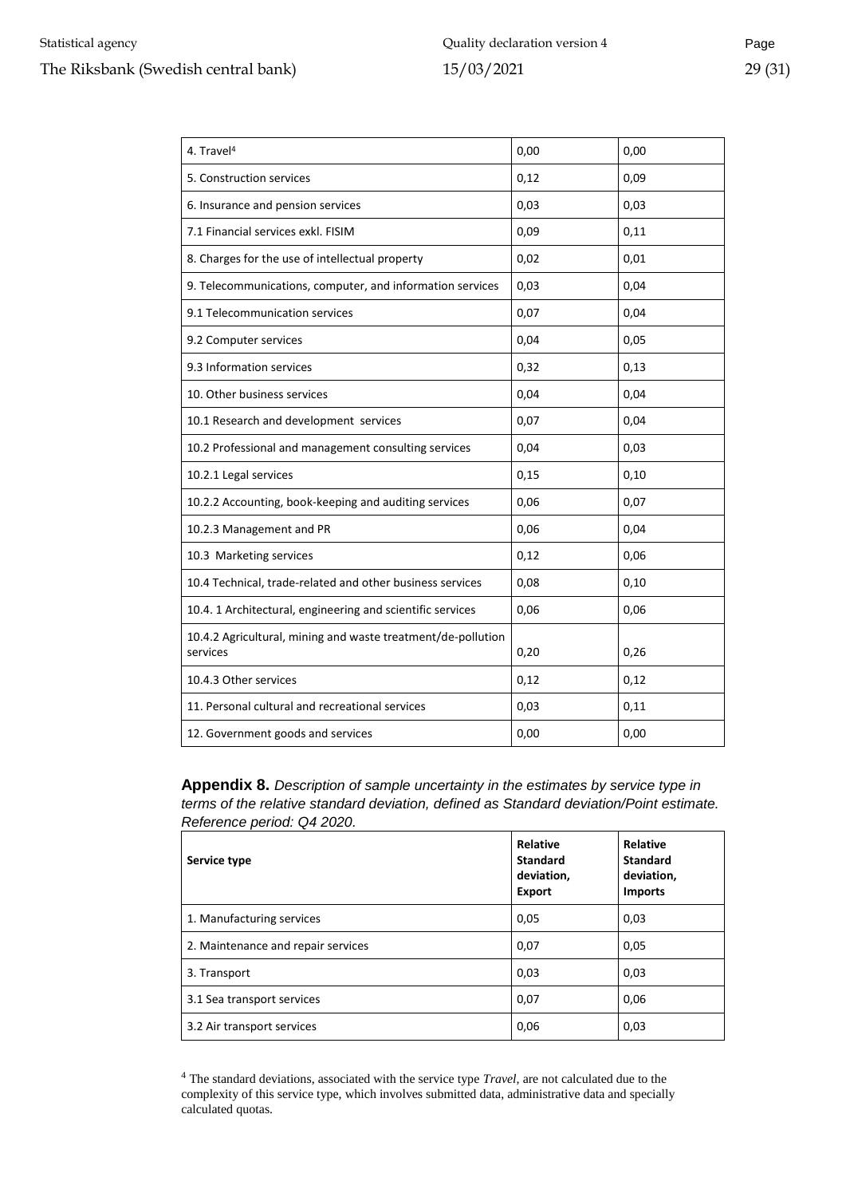| | | |
|---|---|---|
| 4. Travel[4] | 0,00 | 0,00 |
| 5. Construction services | 0,12 | 0,09 |
| 6. Insurance and pension services | 0,03 | 0,03 |
| 7.1 Financial services exkl. FISIM | 0,09 | 0,11 |
| 8. Charges for the use of intellectual property | 0,02 | 0,01 |
| 9. Telecommunications, computer, and information services | 0,03 | 0,04 |
| 9.1 Telecommunication services | 0,07 | 0,04 |
| 9.2 Computer services | 0,04 | 0,05 |
| 9.3 Information services | 0,32 | 0,13 |
| 10. Other business services | 0,04 | 0,04 |
| 10.1 Research and development services | 0,07 | 0,04 |
| 10.2 Professional and management consulting services | 0,04 | 0,03 |
| 10.2.1 Legal services | 0,15 | 0,10 |
| 10.2.2 Accounting, book-keeping and auditing services | 0,06 | 0,07 |
| 10.2.3 Management and PR | 0,06 | 0,04 |
| 10.3 Marketing services | 0,12 | 0,06 |
| 10.4 Technical, trade-related and other business services | 0,08 | 0,10 |
| 10.4. 1 Architectural, engineering and scientific services | 0,06 | 0,06 |
| 10.4.2 Agricultural, mining and waste treatment/de-pollution services | 0,20 | 0,26 |
| 10.4.3 Other services | 0,12 | 0,12 |
| 11. Personal cultural and recreational services | 0,03 | 0,11 |
| 12. Government goods and services | 0,00 | 0,00 |

**Appendix 8.** *Description of sample uncertainty in the estimates by service type in terms of the relative standard deviation, defined as Standard deviation/Point estimate. Reference period: Q4 2020.*

| Service type | Relative Standard deviation, Export | Relative Standard deviation, Imports |
|---|---|---|
| 1. Manufacturing services | 0,05 | 0,03 |
| 2. Maintenance and repair services | 0,07 | 0,05 |
| 3. Transport | 0,03 | 0,03 |
| 3.1 Sea transport services | 0,07 | 0,06 |
| 3.2 Air transport services | 0,06 | 0,03 |

[4] The standard deviations, associated with the service type *Travel*, are not calculated due to the complexity of this service type, which involves submitted data, administrative data and specially calculated quotas.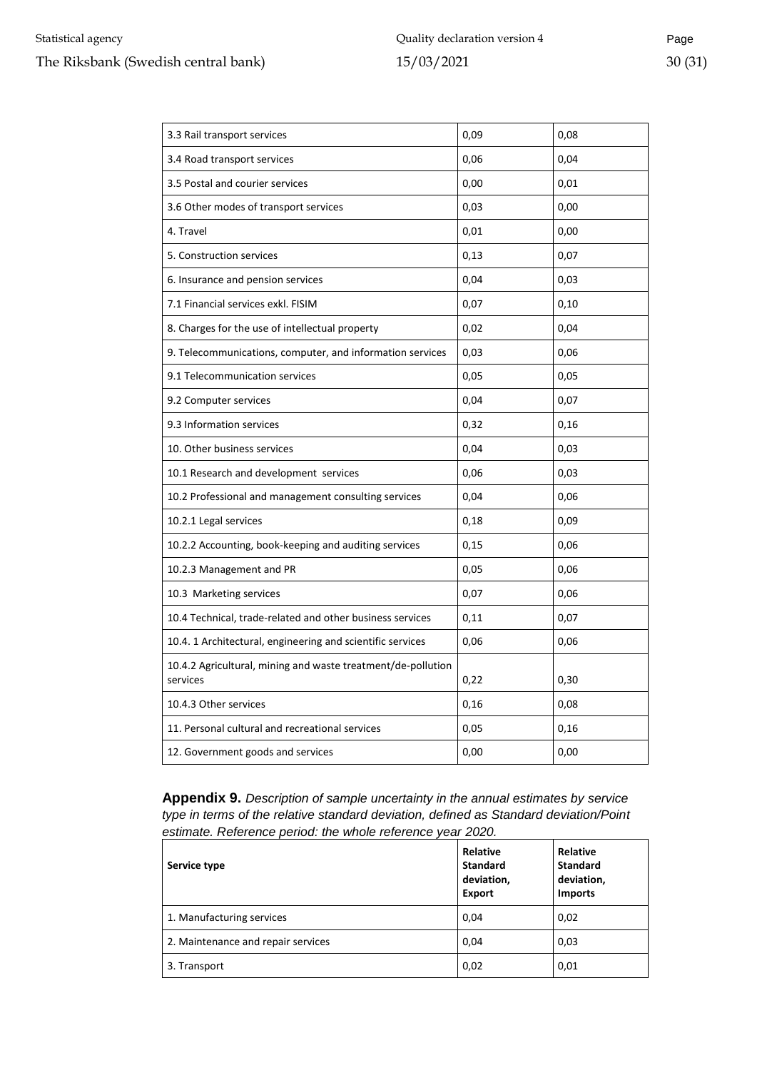| | | |
|---|---|---|
| 3.3 Rail transport services | 0,09 | 0,08 |
| 3.4 Road transport services | 0,06 | 0,04 |
| 3.5 Postal and courier services | 0,00 | 0,01 |
| 3.6 Other modes of transport services | 0,03 | 0,00 |
| 4. Travel | 0,01 | 0,00 |
| 5. Construction services | 0,13 | 0,07 |
| 6. Insurance and pension services | 0,04 | 0,03 |
| 7.1 Financial services exkl. FISIM | 0,07 | 0,10 |
| 8. Charges for the use of intellectual property | 0,02 | 0,04 |
| 9. Telecommunications, computer, and information services | 0,03 | 0,06 |
| 9.1 Telecommunication services | 0,05 | 0,05 |
| 9.2 Computer services | 0,04 | 0,07 |
| 9.3 Information services | 0,32 | 0,16 |
| 10. Other business services | 0,04 | 0,03 |
| 10.1 Research and development services | 0,06 | 0,03 |
| 10.2 Professional and management consulting services | 0,04 | 0,06 |
| 10.2.1 Legal services | 0,18 | 0,09 |
| 10.2.2 Accounting, book-keeping and auditing services | 0,15 | 0,06 |
| 10.2.3 Management and PR | 0,05 | 0,06 |
| 10.3 Marketing services | 0,07 | 0,06 |
| 10.4 Technical, trade-related and other business services | 0,11 | 0,07 |
| 10.4. 1 Architectural, engineering and scientific services | 0,06 | 0,06 |
| 10.4.2 Agricultural, mining and waste treatment/de-pollution services | 0,22 | 0,30 |
| 10.4.3 Other services | 0,16 | 0,08 |
| 11. Personal cultural and recreational services | 0,05 | 0,16 |
| 12. Government goods and services | 0,00 | 0,00 |

**Appendix 9.** *Description of sample uncertainty in the annual estimates by service type in terms of the relative standard deviation, defined as Standard deviation/Point estimate. Reference period: the whole reference year 2020.*

| Service type | Relative Standard deviation, Export | Relative Standard deviation, Imports |
|---|---|---|
| 1. Manufacturing services | 0,04 | 0,02 |
| 2. Maintenance and repair services | 0,04 | 0,03 |
| 3. Transport | 0,02 | 0,01 |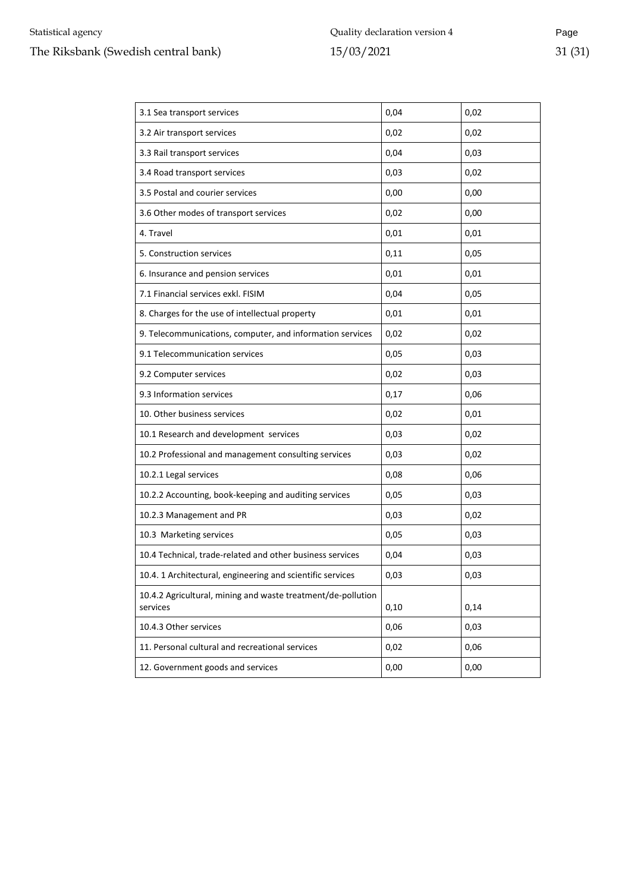| | | |
|---|---|---|
| 3.1 Sea transport services | 0,04 | 0,02 |
| 3.2 Air transport services | 0,02 | 0,02 |
| 3.3 Rail transport services | 0,04 | 0,03 |
| 3.4 Road transport services | 0,03 | 0,02 |
| 3.5 Postal and courier services | 0,00 | 0,00 |
| 3.6 Other modes of transport services | 0,02 | 0,00 |
| 4. Travel | 0,01 | 0,01 |
| 5. Construction services | 0,11 | 0,05 |
| 6. Insurance and pension services | 0,01 | 0,01 |
| 7.1 Financial services exkl. FISIM | 0,04 | 0,05 |
| 8. Charges for the use of intellectual property | 0,01 | 0,01 |
| 9. Telecommunications, computer, and information services | 0,02 | 0,02 |
| 9.1 Telecommunication services | 0,05 | 0,03 |
| 9.2 Computer services | 0,02 | 0,03 |
| 9.3 Information services | 0,17 | 0,06 |
| 10. Other business services | 0,02 | 0,01 |
| 10.1 Research and development services | 0,03 | 0,02 |
| 10.2 Professional and management consulting services | 0,03 | 0,02 |
| 10.2.1 Legal services | 0,08 | 0,06 |
| 10.2.2 Accounting, book-keeping and auditing services | 0,05 | 0,03 |
| 10.2.3 Management and PR | 0,03 | 0,02 |
| 10.3 Marketing services | 0,05 | 0,03 |
| 10.4 Technical, trade-related and other business services | 0,04 | 0,03 |
| 10.4. 1 Architectural, engineering and scientific services | 0,03 | 0,03 |
| 10.4.2 Agricultural, mining and waste treatment/de-pollution services | 0,10 | 0,14 |
| 10.4.3 Other services | 0,06 | 0,03 |
| 11. Personal cultural and recreational services | 0,02 | 0,06 |
| 12. Government goods and services | 0,00 | 0,00 |